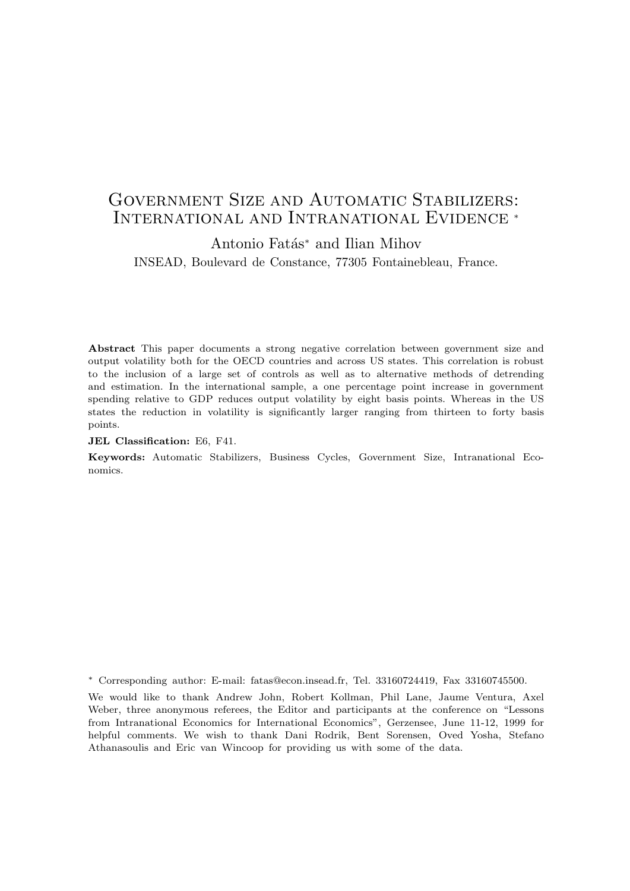# Government Size and Automatic Stabilizers: International and Intranational Evidence *

Antonio Fatás* and Ilian Mihov

INSEAD, Boulevard de Constance, 77305 Fontainebleau, France.

**Abstract** This paper documents a strong negative correlation between government size and output volatility both for the OECD countries and across US states. This correlation is robust to the inclusion of a large set of controls as well as to alternative methods of detrending and estimation. In the international sample, a one percentage point increase in government spending relative to GDP reduces output volatility by eight basis points. Whereas in the US states the reduction in volatility is significantly larger ranging from thirteen to forty basis points.

**JEL Classification:** E6, F41.

**Keywords:** Automatic Stabilizers, Business Cycles, Government Size, Intranational Economics.

* Corresponding author: E-mail: fatas@econ.insead.fr, Tel. 33160724419, Fax 33160745500.

We would like to thank Andrew John, Robert Kollman, Phil Lane, Jaume Ventura, Axel Weber, three anonymous referees, the Editor and participants at the conference on "Lessons from Intranational Economics for International Economics", Gerzensee, June 11-12, 1999 for helpful comments. We wish to thank Dani Rodrik, Bent Sorensen, Oved Yosha, Stefano Athanasoulis and Eric van Wincoop for providing us with some of the data.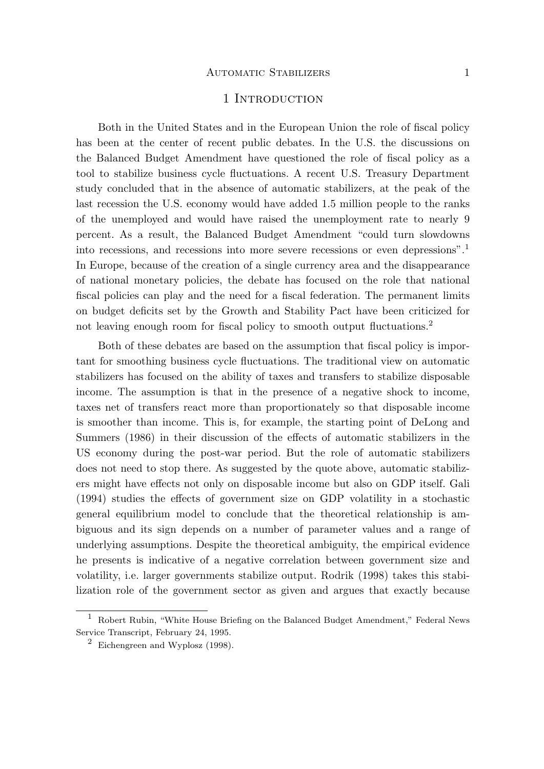# 1 Introduction

Both in the United States and in the European Union the role of fiscal policy has been at the center of recent public debates. In the U.S. the discussions on the Balanced Budget Amendment have questioned the role of fiscal policy as a tool to stabilize business cycle fluctuations. A recent U.S. Treasury Department study concluded that in the absence of automatic stabilizers, at the peak of the last recession the U.S. economy would have added 1.5 million people to the ranks of the unemployed and would have raised the unemployment rate to nearly 9 percent. As a result, the Balanced Budget Amendment "could turn slowdowns into recessions, and recessions into more severe recessions or even depressions".[1] In Europe, because of the creation of a single currency area and the disappearance of national monetary policies, the debate has focused on the role that national fiscal policies can play and the need for a fiscal federation. The permanent limits on budget deficits set by the Growth and Stability Pact have been criticized for not leaving enough room for fiscal policy to smooth output fluctuations.[2]

Both of these debates are based on the assumption that fiscal policy is important for smoothing business cycle fluctuations. The traditional view on automatic stabilizers has focused on the ability of taxes and transfers to stabilize disposable income. The assumption is that in the presence of a negative shock to income, taxes net of transfers react more than proportionately so that disposable income is smoother than income. This is, for example, the starting point of DeLong and Summers (1986) in their discussion of the effects of automatic stabilizers in the US economy during the post-war period. But the role of automatic stabilizers does not need to stop there. As suggested by the quote above, automatic stabilizers might have effects not only on disposable income but also on GDP itself. Gali (1994) studies the effects of government size on GDP volatility in a stochastic general equilibrium model to conclude that the theoretical relationship is ambiguous and its sign depends on a number of parameter values and a range of underlying assumptions. Despite the theoretical ambiguity, the empirical evidence he presents is indicative of a negative correlation between government size and volatility, i.e. larger governments stabilize output. Rodrik (1998) takes this stabilization role of the government sector as given and argues that exactly because

---

[1] Robert Rubin, "White House Briefing on the Balanced Budget Amendment," Federal News Service Transcript, February 24, 1995.

[2] Eichengreen and Wyplosz (1998).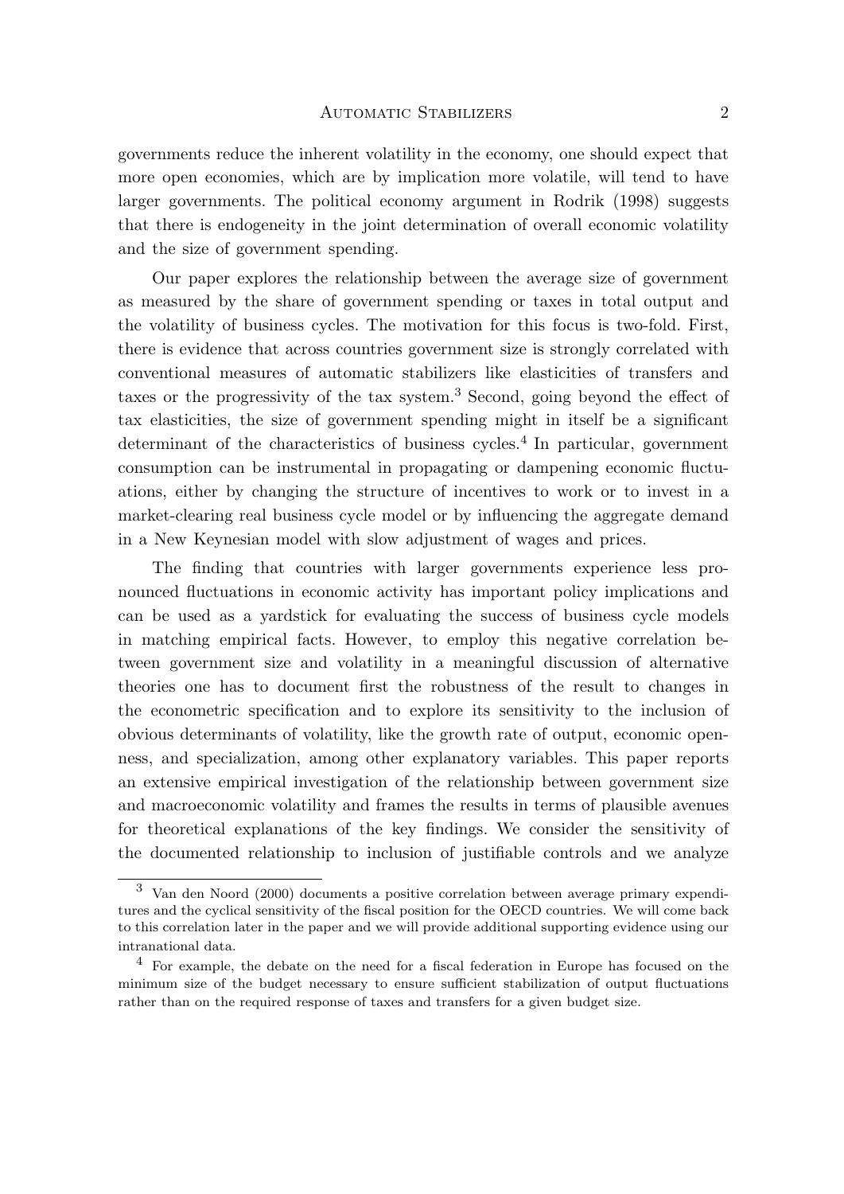governments reduce the inherent volatility in the economy, one should expect that more open economies, which are by implication more volatile, will tend to have larger governments. The political economy argument in Rodrik (1998) suggests that there is endogeneity in the joint determination of overall economic volatility and the size of government spending.

Our paper explores the relationship between the average size of government as measured by the share of government spending or taxes in total output and the volatility of business cycles. The motivation for this focus is two-fold. First, there is evidence that across countries government size is strongly correlated with conventional measures of automatic stabilizers like elasticities of transfers and taxes or the progressivity of the tax system.[3] Second, going beyond the effect of tax elasticities, the size of government spending might in itself be a significant determinant of the characteristics of business cycles.[4] In particular, government consumption can be instrumental in propagating or dampening economic fluctuations, either by changing the structure of incentives to work or to invest in a market-clearing real business cycle model or by influencing the aggregate demand in a New Keynesian model with slow adjustment of wages and prices.

The finding that countries with larger governments experience less pronounced fluctuations in economic activity has important policy implications and can be used as a yardstick for evaluating the success of business cycle models in matching empirical facts. However, to employ this negative correlation between government size and volatility in a meaningful discussion of alternative theories one has to document first the robustness of the result to changes in the econometric specification and to explore its sensitivity to the inclusion of obvious determinants of volatility, like the growth rate of output, economic openness, and specialization, among other explanatory variables. This paper reports an extensive empirical investigation of the relationship between government size and macroeconomic volatility and frames the results in terms of plausible avenues for theoretical explanations of the key findings. We consider the sensitivity of the documented relationship to inclusion of justifiable controls and we analyze

[3] Van den Noord (2000) documents a positive correlation between average primary expenditures and the cyclical sensitivity of the fiscal position for the OECD countries. We will come back to this correlation later in the paper and we will provide additional supporting evidence using our intranational data.

[4] For example, the debate on the need for a fiscal federation in Europe has focused on the minimum size of the budget necessary to ensure sufficient stabilization of output fluctuations rather than on the required response of taxes and transfers for a given budget size.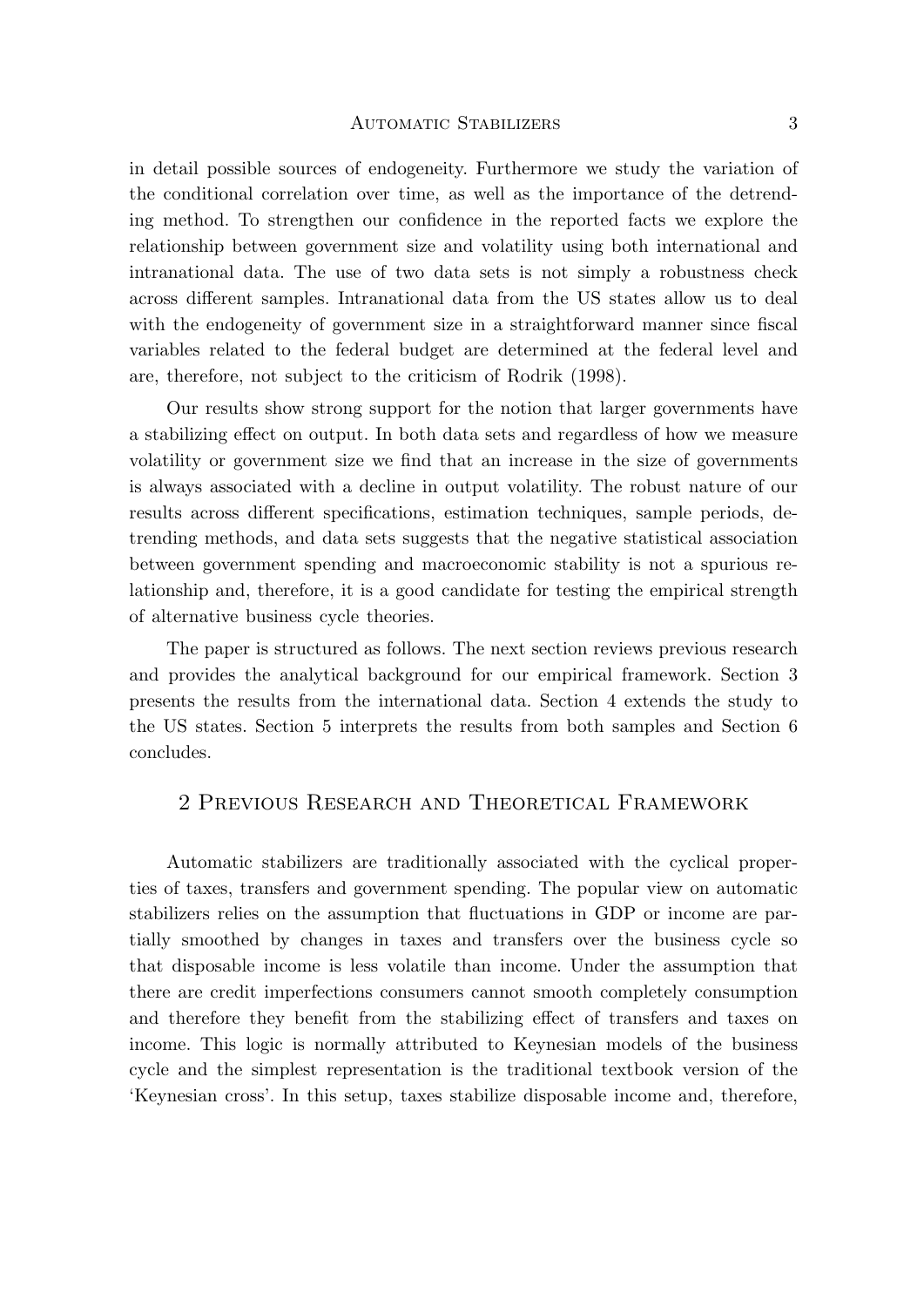in detail possible sources of endogeneity. Furthermore we study the variation of the conditional correlation over time, as well as the importance of the detrending method. To strengthen our confidence in the reported facts we explore the relationship between government size and volatility using both international and intranational data. The use of two data sets is not simply a robustness check across different samples. Intranational data from the US states allow us to deal with the endogeneity of government size in a straightforward manner since fiscal variables related to the federal budget are determined at the federal level and are, therefore, not subject to the criticism of Rodrik (1998).

Our results show strong support for the notion that larger governments have a stabilizing effect on output. In both data sets and regardless of how we measure volatility or government size we find that an increase in the size of governments is always associated with a decline in output volatility. The robust nature of our results across different specifications, estimation techniques, sample periods, detrending methods, and data sets suggests that the negative statistical association between government spending and macroeconomic stability is not a spurious relationship and, therefore, it is a good candidate for testing the empirical strength of alternative business cycle theories.

The paper is structured as follows. The next section reviews previous research and provides the analytical background for our empirical framework. Section 3 presents the results from the international data. Section 4 extends the study to the US states. Section 5 interprets the results from both samples and Section 6 concludes.

## 2 Previous Research and Theoretical Framework

Automatic stabilizers are traditionally associated with the cyclical properties of taxes, transfers and government spending. The popular view on automatic stabilizers relies on the assumption that fluctuations in GDP or income are partially smoothed by changes in taxes and transfers over the business cycle so that disposable income is less volatile than income. Under the assumption that there are credit imperfections consumers cannot smooth completely consumption and therefore they benefit from the stabilizing effect of transfers and taxes on income. This logic is normally attributed to Keynesian models of the business cycle and the simplest representation is the traditional textbook version of the 'Keynesian cross'. In this setup, taxes stabilize disposable income and, therefore,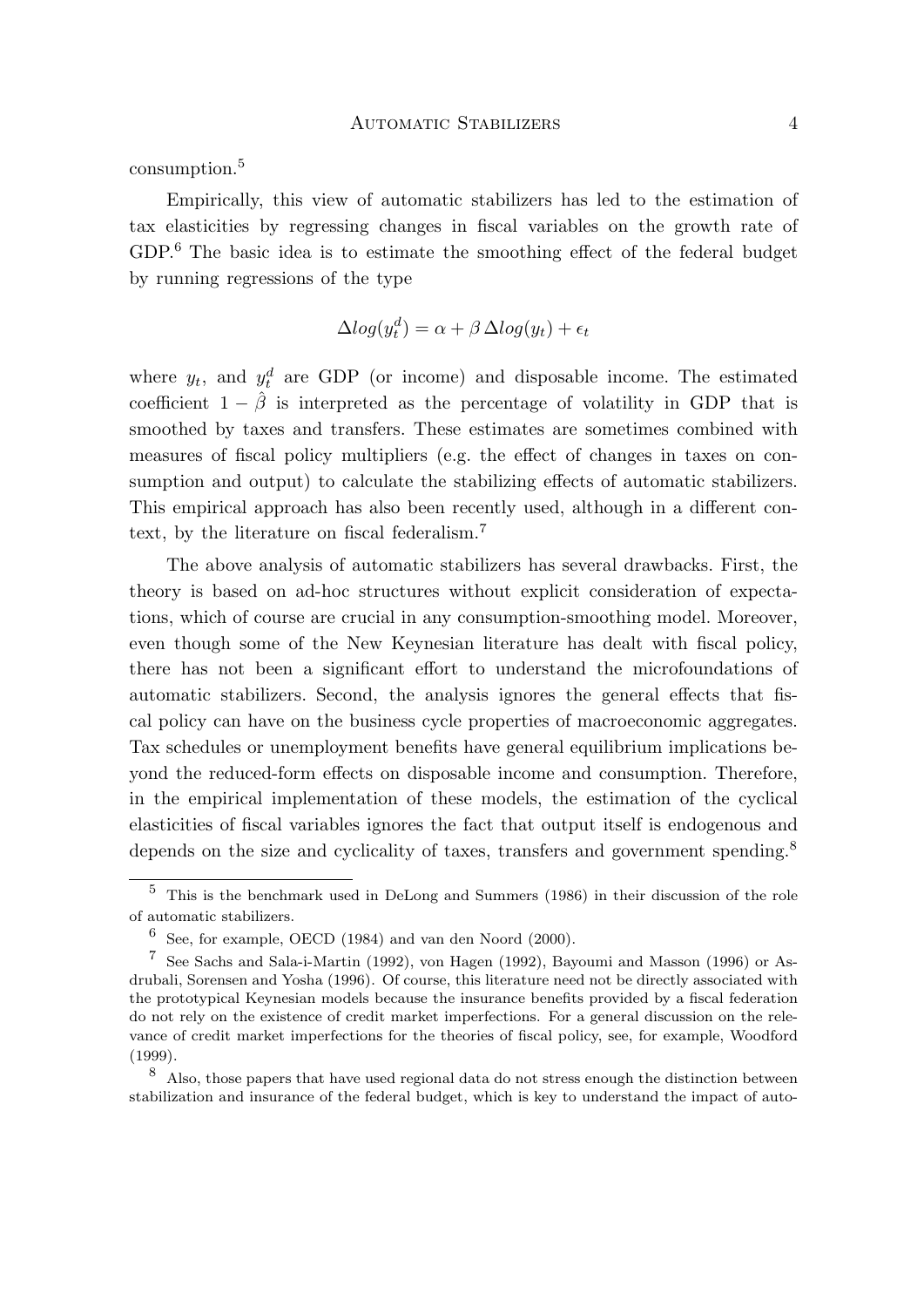consumption.[5]

Empirically, this view of automatic stabilizers has led to the estimation of tax elasticities by regressing changes in fiscal variables on the growth rate of GDP.[6] The basic idea is to estimate the smoothing effect of the federal budget by running regressions of the type

$$\Delta log(y_t^d) = \alpha + \beta \, \Delta log(y_t) + \epsilon_t$$

where $y_t$, and $y_t^d$ are GDP (or income) and disposable income. The estimated coefficient $1 - \hat{\beta}$ is interpreted as the percentage of volatility in GDP that is smoothed by taxes and transfers. These estimates are sometimes combined with measures of fiscal policy multipliers (e.g. the effect of changes in taxes on consumption and output) to calculate the stabilizing effects of automatic stabilizers. This empirical approach has also been recently used, although in a different context, by the literature on fiscal federalism.[7]

The above analysis of automatic stabilizers has several drawbacks. First, the theory is based on ad-hoc structures without explicit consideration of expectations, which of course are crucial in any consumption-smoothing model. Moreover, even though some of the New Keynesian literature has dealt with fiscal policy, there has not been a significant effort to understand the microfoundations of automatic stabilizers. Second, the analysis ignores the general effects that fiscal policy can have on the business cycle properties of macroeconomic aggregates. Tax schedules or unemployment benefits have general equilibrium implications beyond the reduced-form effects on disposable income and consumption. Therefore, in the empirical implementation of these models, the estimation of the cyclical elasticities of fiscal variables ignores the fact that output itself is endogenous and depends on the size and cyclicality of taxes, transfers and government spending.[8]

[5] This is the benchmark used in DeLong and Summers (1986) in their discussion of the role of automatic stabilizers.

[6] See, for example, OECD (1984) and van den Noord (2000).

[7] See Sachs and Sala-i-Martin (1992), von Hagen (1992), Bayoumi and Masson (1996) or Asdrubali, Sorensen and Yosha (1996). Of course, this literature need not be directly associated with the prototypical Keynesian models because the insurance benefits provided by a fiscal federation do not rely on the existence of credit market imperfections. For a general discussion on the relevance of credit market imperfections for the theories of fiscal policy, see, for example, Woodford (1999).

[8] Also, those papers that have used regional data do not stress enough the distinction between stabilization and insurance of the federal budget, which is key to understand the impact of auto-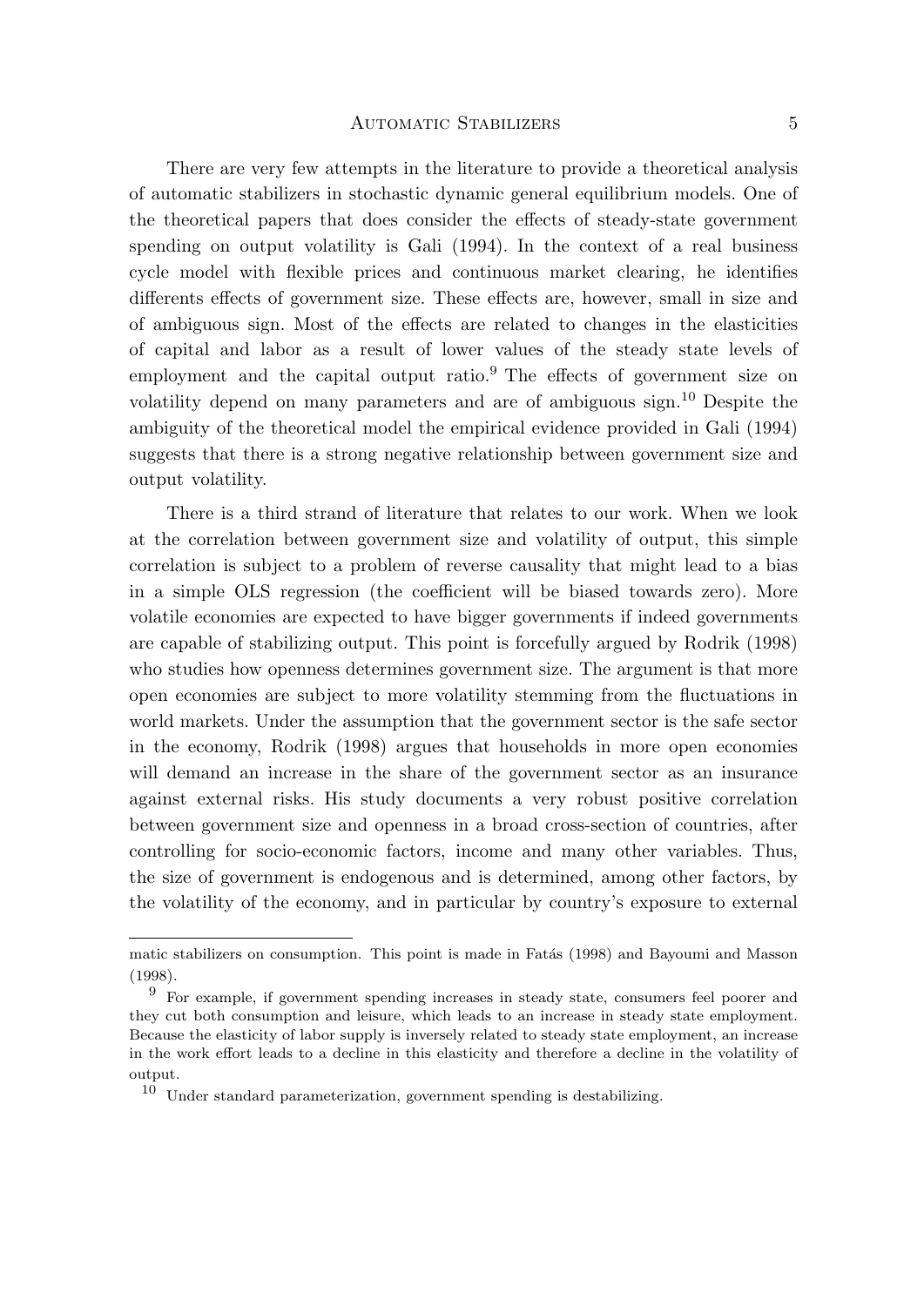There are very few attempts in the literature to provide a theoretical analysis of automatic stabilizers in stochastic dynamic general equilibrium models. One of the theoretical papers that does consider the effects of steady-state government spending on output volatility is Gali (1994). In the context of a real business cycle model with flexible prices and continuous market clearing, he identifies differents effects of government size. These effects are, however, small in size and of ambiguous sign. Most of the effects are related to changes in the elasticities of capital and labor as a result of lower values of the steady state levels of employment and the capital output ratio.[9] The effects of government size on volatility depend on many parameters and are of ambiguous sign.[10] Despite the ambiguity of the theoretical model the empirical evidence provided in Gali (1994) suggests that there is a strong negative relationship between government size and output volatility.

There is a third strand of literature that relates to our work. When we look at the correlation between government size and volatility of output, this simple correlation is subject to a problem of reverse causality that might lead to a bias in a simple OLS regression (the coefficient will be biased towards zero). More volatile economies are expected to have bigger governments if indeed governments are capable of stabilizing output. This point is forcefully argued by Rodrik (1998) who studies how openness determines government size. The argument is that more open economies are subject to more volatility stemming from the fluctuations in world markets. Under the assumption that the government sector is the safe sector in the economy, Rodrik (1998) argues that households in more open economies will demand an increase in the share of the government sector as an insurance against external risks. His study documents a very robust positive correlation between government size and openness in a broad cross-section of countries, after controlling for socio-economic factors, income and many other variables. Thus, the size of government is endogenous and is determined, among other factors, by the volatility of the economy, and in particular by country's exposure to external

---

matic stabilizers on consumption. This point is made in Fatás (1998) and Bayoumi and Masson (1998).

[9] For example, if government spending increases in steady state, consumers feel poorer and they cut both consumption and leisure, which leads to an increase in steady state employment. Because the elasticity of labor supply is inversely related to steady state employment, an increase in the work effort leads to a decline in this elasticity and therefore a decline in the volatility of output.

[10] Under standard parameterization, government spending is destabilizing.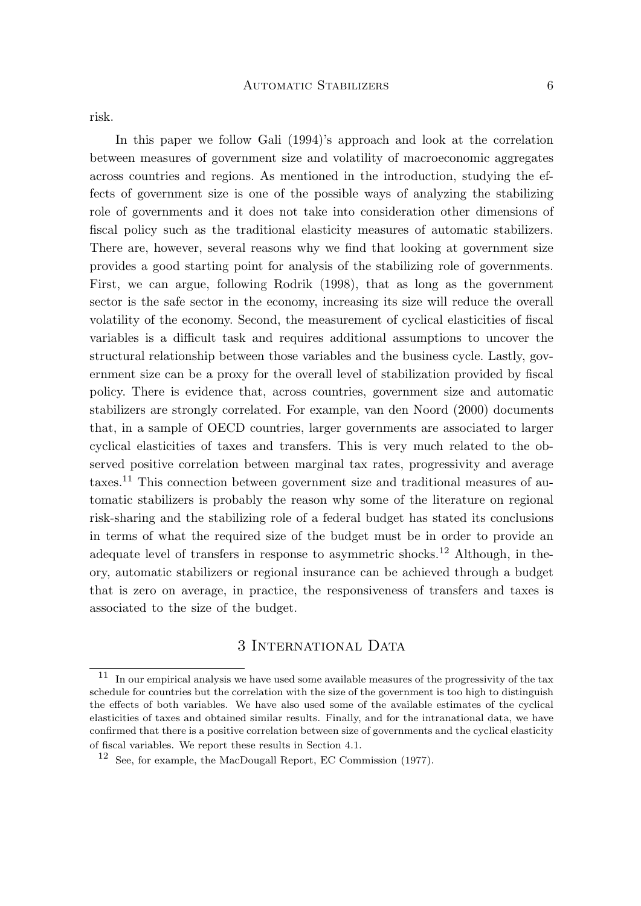risk.

In this paper we follow Gali (1994)'s approach and look at the correlation between measures of government size and volatility of macroeconomic aggregates across countries and regions. As mentioned in the introduction, studying the effects of government size is one of the possible ways of analyzing the stabilizing role of governments and it does not take into consideration other dimensions of fiscal policy such as the traditional elasticity measures of automatic stabilizers. There are, however, several reasons why we find that looking at government size provides a good starting point for analysis of the stabilizing role of governments. First, we can argue, following Rodrik (1998), that as long as the government sector is the safe sector in the economy, increasing its size will reduce the overall volatility of the economy. Second, the measurement of cyclical elasticities of fiscal variables is a difficult task and requires additional assumptions to uncover the structural relationship between those variables and the business cycle. Lastly, government size can be a proxy for the overall level of stabilization provided by fiscal policy. There is evidence that, across countries, government size and automatic stabilizers are strongly correlated. For example, van den Noord (2000) documents that, in a sample of OECD countries, larger governments are associated to larger cyclical elasticities of taxes and transfers. This is very much related to the observed positive correlation between marginal tax rates, progressivity and average taxes.[11] This connection between government size and traditional measures of automatic stabilizers is probably the reason why some of the literature on regional risk-sharing and the stabilizing role of a federal budget has stated its conclusions in terms of what the required size of the budget must be in order to provide an adequate level of transfers in response to asymmetric shocks.[12] Although, in theory, automatic stabilizers or regional insurance can be achieved through a budget that is zero on average, in practice, the responsiveness of transfers and taxes is associated to the size of the budget.

# 3 International Data

[11] In our empirical analysis we have used some available measures of the progressivity of the tax schedule for countries but the correlation with the size of the government is too high to distinguish the effects of both variables. We have also used some of the available estimates of the cyclical elasticities of taxes and obtained similar results. Finally, and for the intranational data, we have confirmed that there is a positive correlation between size of governments and the cyclical elasticity of fiscal variables. We report these results in Section 4.1.

[12] See, for example, the MacDougall Report, EC Commission (1977).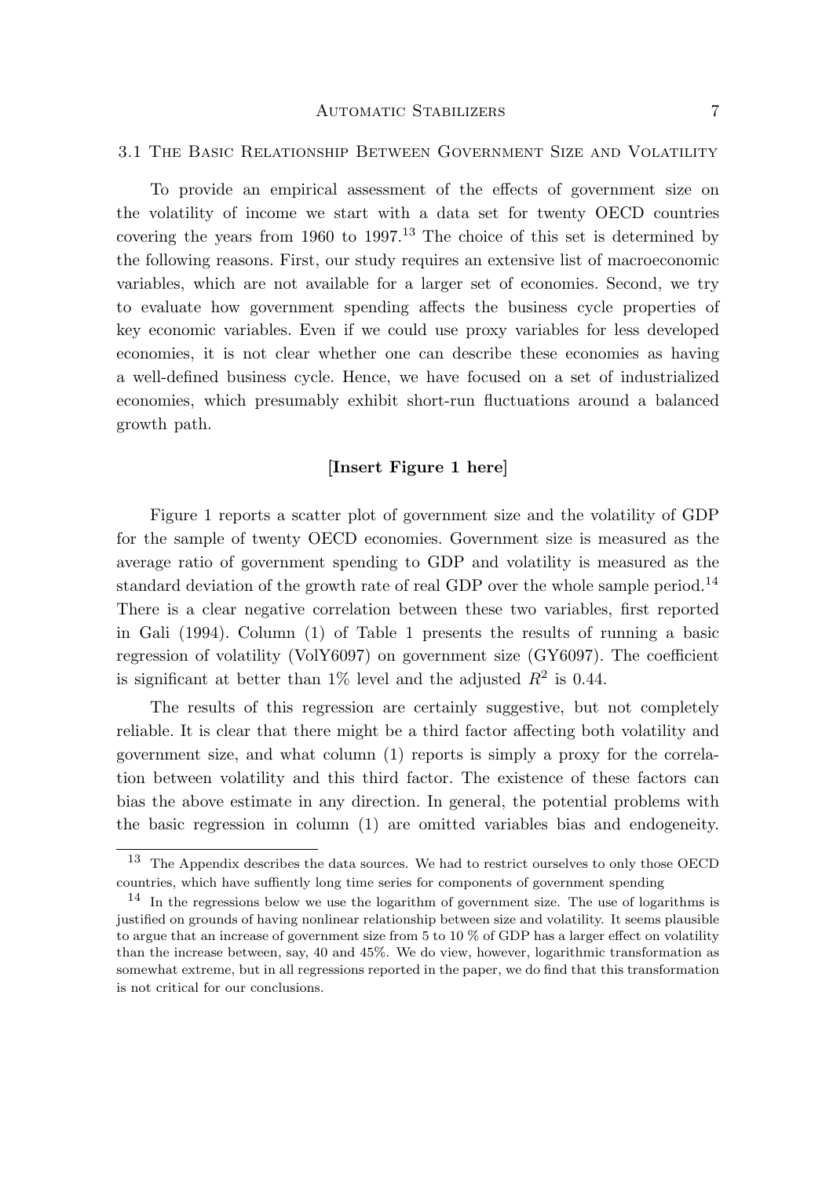### 3.1 The Basic Relationship Between Government Size and Volatility

To provide an empirical assessment of the effects of government size on the volatility of income we start with a data set for twenty OECD countries covering the years from 1960 to 1997.[13] The choice of this set is determined by the following reasons. First, our study requires an extensive list of macroeconomic variables, which are not available for a larger set of economies. Second, we try to evaluate how government spending affects the business cycle properties of key economic variables. Even if we could use proxy variables for less developed economies, it is not clear whether one can describe these economies as having a well-defined business cycle. Hence, we have focused on a set of industrialized economies, which presumably exhibit short-run fluctuations around a balanced growth path.

**[Insert Figure 1 here]**

Figure 1 reports a scatter plot of government size and the volatility of GDP for the sample of twenty OECD economies. Government size is measured as the average ratio of government spending to GDP and volatility is measured as the standard deviation of the growth rate of real GDP over the whole sample period.[14] There is a clear negative correlation between these two variables, first reported in Gali (1994). Column (1) of Table 1 presents the results of running a basic regression of volatility (VolY6097) on government size (GY6097). The coefficient is significant at better than 1% level and the adjusted $R^2$ is 0.44.

The results of this regression are certainly suggestive, but not completely reliable. It is clear that there might be a third factor affecting both volatility and government size, and what column (1) reports is simply a proxy for the correlation between volatility and this third factor. The existence of these factors can bias the above estimate in any direction. In general, the potential problems with the basic regression in column (1) are omitted variables bias and endogeneity.

---

[13] The Appendix describes the data sources. We had to restrict ourselves to only those OECD countries, which have suffiently long time series for components of government spending

[14] In the regressions below we use the logarithm of government size. The use of logarithms is justified on grounds of having nonlinear relationship between size and volatility. It seems plausible to argue that an increase of government size from 5 to 10 % of GDP has a larger effect on volatility than the increase between, say, 40 and 45%. We do view, however, logarithmic transformation as somewhat extreme, but in all regressions reported in the paper, we do find that this transformation is not critical for our conclusions.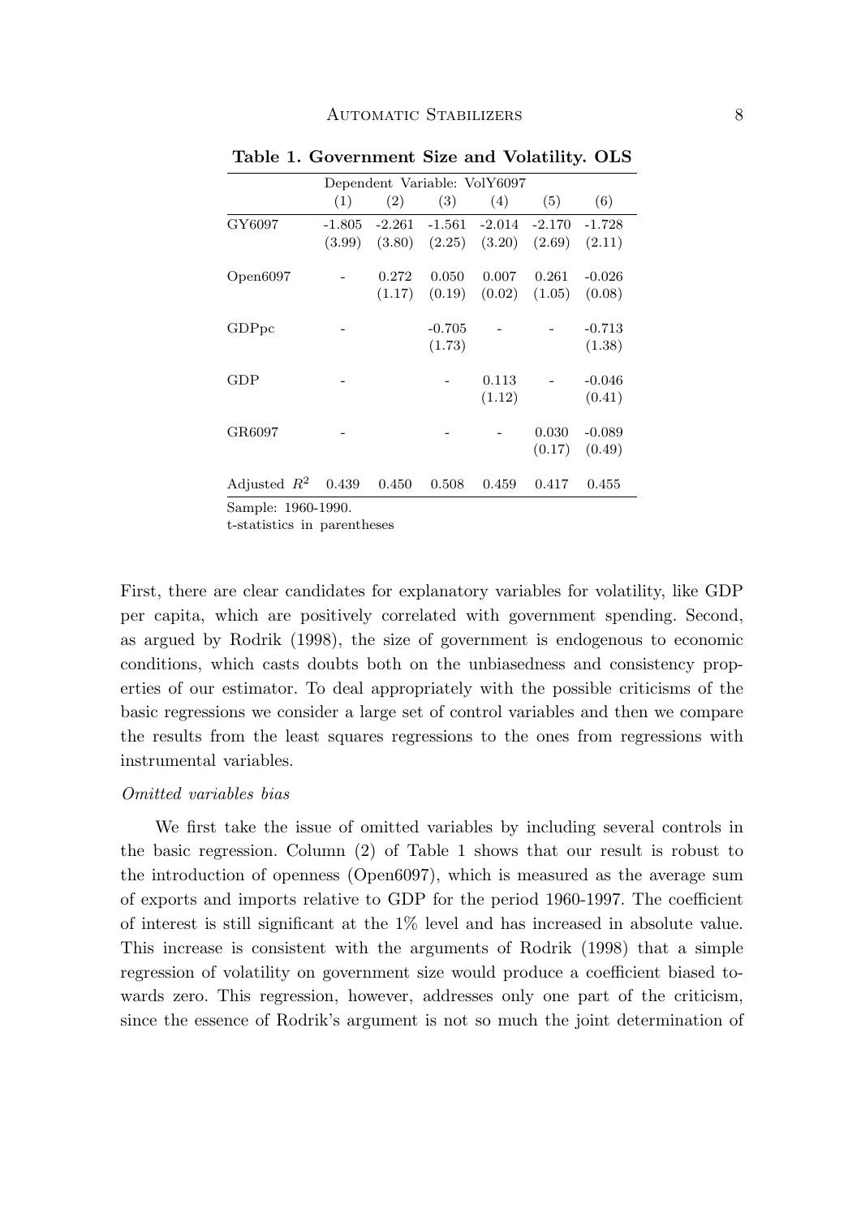**Table 1. Government Size and Volatility. OLS**

| | Dependent Variable: VolY6097 | | | | | |
|---|---|---|---|---|---|---|
| | (1) | (2) | (3) | (4) | (5) | (6) |
| GY6097 | -1.805 | -2.261 | -1.561 | -2.014 | -2.170 | -1.728 |
| | (3.99) | (3.80) | (2.25) | (3.20) | (2.69) | (2.11) |
| Open6097 | - | 0.272 | 0.050 | 0.007 | 0.261 | -0.026 |
| | | (1.17) | (0.19) | (0.02) | (1.05) | (0.08) |
| GDPpc | - | | -0.705 | - | - | -0.713 |
| | | | (1.73) | | | (1.38) |
| GDP | - | | - | 0.113 | - | -0.046 |
| | | | | (1.12) | | (0.41) |
| GR6097 | - | | - | - | 0.030 | -0.089 |
| | | | | | (0.17) | (0.49) |
| Adjusted $R^2$ | 0.439 | 0.450 | 0.508 | 0.459 | 0.417 | 0.455 |

Sample: 1960-1990.
t-statistics in parentheses

First, there are clear candidates for explanatory variables for volatility, like GDP per capita, which are positively correlated with government spending. Second, as argued by Rodrik (1998), the size of government is endogenous to economic conditions, which casts doubts both on the unbiasedness and consistency properties of our estimator. To deal appropriately with the possible criticisms of the basic regressions we consider a large set of control variables and then we compare the results from the least squares regressions to the ones from regressions with instrumental variables.

*Omitted variables bias*

We first take the issue of omitted variables by including several controls in the basic regression. Column (2) of Table 1 shows that our result is robust to the introduction of openness (Open6097), which is measured as the average sum of exports and imports relative to GDP for the period 1960-1997. The coefficient of interest is still significant at the 1% level and has increased in absolute value. This increase is consistent with the arguments of Rodrik (1998) that a simple regression of volatility on government size would produce a coefficient biased towards zero. This regression, however, addresses only one part of the criticism, since the essence of Rodrik's argument is not so much the joint determination of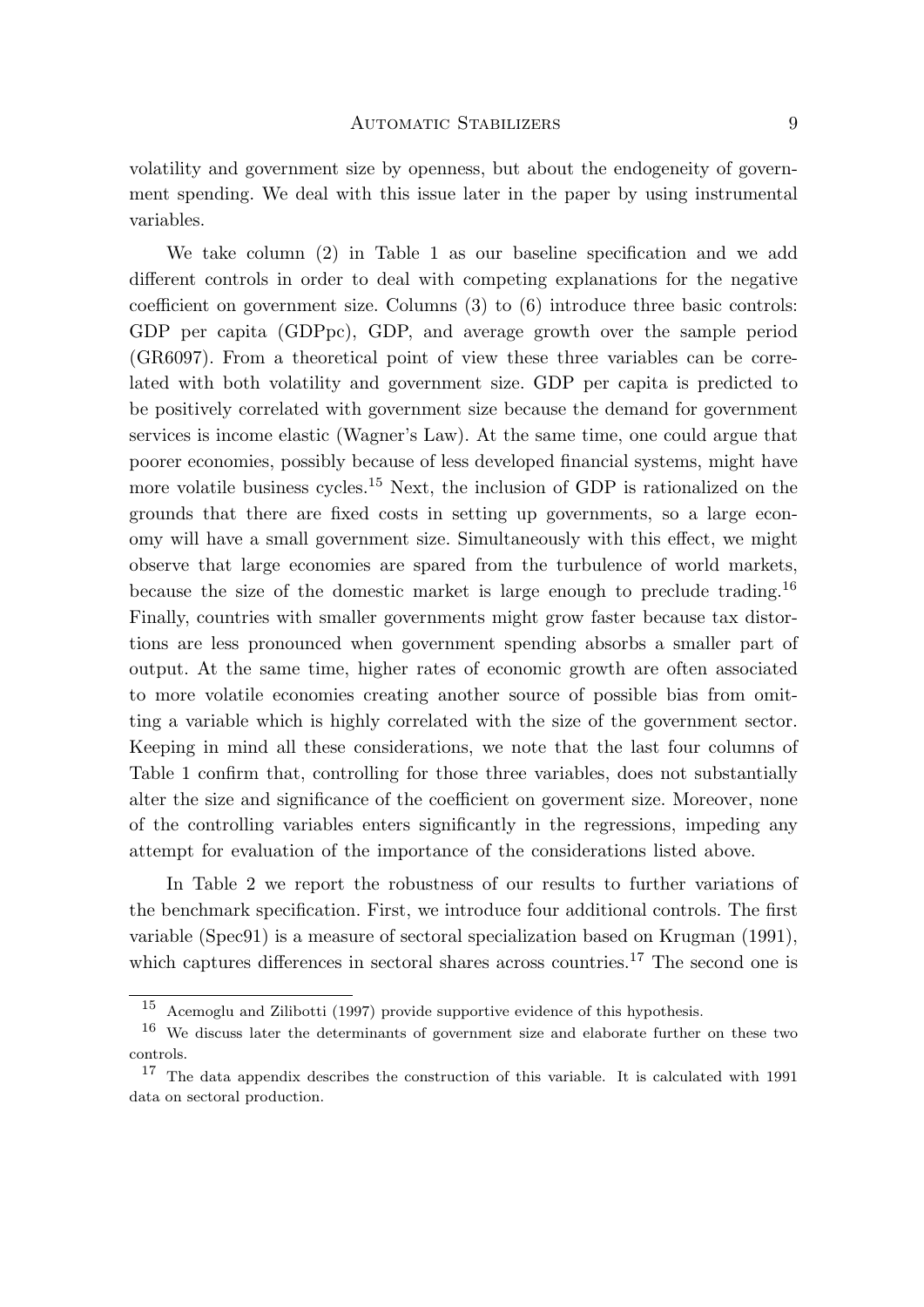volatility and government size by openness, but about the endogeneity of government spending. We deal with this issue later in the paper by using instrumental variables.

We take column (2) in Table 1 as our baseline specification and we add different controls in order to deal with competing explanations for the negative coefficient on government size. Columns (3) to (6) introduce three basic controls: GDP per capita (GDPpc), GDP, and average growth over the sample period (GR6097). From a theoretical point of view these three variables can be correlated with both volatility and government size. GDP per capita is predicted to be positively correlated with government size because the demand for government services is income elastic (Wagner's Law). At the same time, one could argue that poorer economies, possibly because of less developed financial systems, might have more volatile business cycles.[15] Next, the inclusion of GDP is rationalized on the grounds that there are fixed costs in setting up governments, so a large economy will have a small government size. Simultaneously with this effect, we might observe that large economies are spared from the turbulence of world markets, because the size of the domestic market is large enough to preclude trading.[16] Finally, countries with smaller governments might grow faster because tax distortions are less pronounced when government spending absorbs a smaller part of output. At the same time, higher rates of economic growth are often associated to more volatile economies creating another source of possible bias from omitting a variable which is highly correlated with the size of the government sector. Keeping in mind all these considerations, we note that the last four columns of Table 1 confirm that, controlling for those three variables, does not substantially alter the size and significance of the coefficient on goverment size. Moreover, none of the controlling variables enters significantly in the regressions, impeding any attempt for evaluation of the importance of the considerations listed above.

In Table 2 we report the robustness of our results to further variations of the benchmark specification. First, we introduce four additional controls. The first variable (Spec91) is a measure of sectoral specialization based on Krugman (1991), which captures differences in sectoral shares across countries.[17] The second one is

---

[15] Acemoglu and Zilibotti (1997) provide supportive evidence of this hypothesis.

[16] We discuss later the determinants of government size and elaborate further on these two controls.

[17] The data appendix describes the construction of this variable. It is calculated with 1991 data on sectoral production.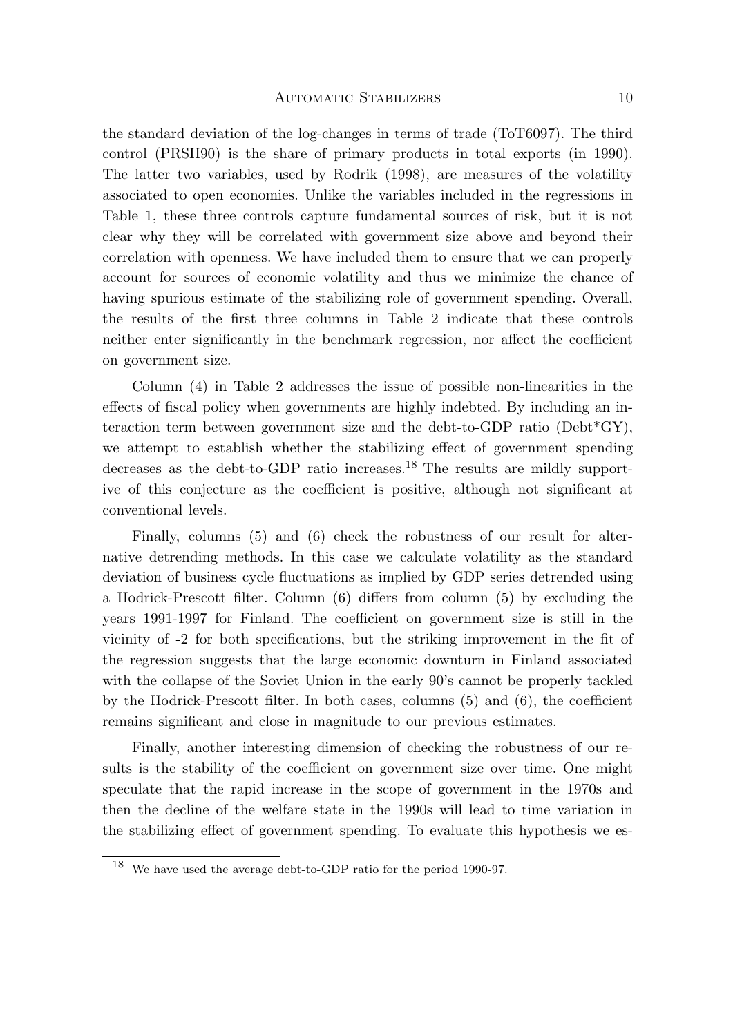the standard deviation of the log-changes in terms of trade (ToT6097). The third control (PRSH90) is the share of primary products in total exports (in 1990). The latter two variables, used by Rodrik (1998), are measures of the volatility associated to open economies. Unlike the variables included in the regressions in Table 1, these three controls capture fundamental sources of risk, but it is not clear why they will be correlated with government size above and beyond their correlation with openness. We have included them to ensure that we can properly account for sources of economic volatility and thus we minimize the chance of having spurious estimate of the stabilizing role of government spending. Overall, the results of the first three columns in Table 2 indicate that these controls neither enter significantly in the benchmark regression, nor affect the coefficient on government size.

Column (4) in Table 2 addresses the issue of possible non-linearities in the effects of fiscal policy when governments are highly indebted. By including an interaction term between government size and the debt-to-GDP ratio (Debt*GY), we attempt to establish whether the stabilizing effect of government spending decreases as the debt-to-GDP ratio increases.[18] The results are mildly supportive of this conjecture as the coefficient is positive, although not significant at conventional levels.

Finally, columns (5) and (6) check the robustness of our result for alternative detrending methods. In this case we calculate volatility as the standard deviation of business cycle fluctuations as implied by GDP series detrended using a Hodrick-Prescott filter. Column (6) differs from column (5) by excluding the years 1991-1997 for Finland. The coefficient on government size is still in the vicinity of -2 for both specifications, but the striking improvement in the fit of the regression suggests that the large economic downturn in Finland associated with the collapse of the Soviet Union in the early 90's cannot be properly tackled by the Hodrick-Prescott filter. In both cases, columns (5) and (6), the coefficient remains significant and close in magnitude to our previous estimates.

Finally, another interesting dimension of checking the robustness of our results is the stability of the coefficient on government size over time. One might speculate that the rapid increase in the scope of government in the 1970s and then the decline of the welfare state in the 1990s will lead to time variation in the stabilizing effect of government spending. To evaluate this hypothesis we es-

[18] We have used the average debt-to-GDP ratio for the period 1990-97.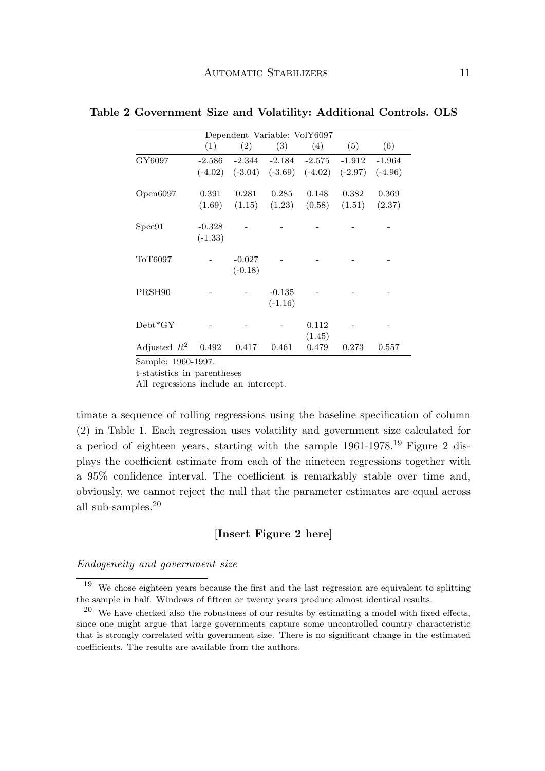**Table 2 Government Size and Volatility: Additional Controls. OLS**

| | Dependent Variable: VolY6097 | | | | | |
|---|---|---|---|---|---|---|
| | (1) | (2) | (3) | (4) | (5) | (6) |
| GY6097 | -2.586 | -2.344 | -2.184 | -2.575 | -1.912 | -1.964 |
| | (-4.02) | (-3.04) | (-3.69) | (-4.02) | (-2.97) | (-4.96) |
| Open6097 | 0.391 | 0.281 | 0.285 | 0.148 | 0.382 | 0.369 |
| | (1.69) | (1.15) | (1.23) | (0.58) | (1.51) | (2.37) |
| Spec91 | -0.328 | - | - | - | - | - |
| | (-1.33) | | | | | |
| ToT6097 | - | -0.027 | - | - | - | - |
| | | (-0.18) | | | | |
| PRSH90 | - | - | -0.135 | - | - | - |
| | | | (-1.16) | | | |
| Debt*GY | - | - | - | 0.112 | - | - |
| | | | | (1.45) | | |
| Adjusted $R^2$ | 0.492 | 0.417 | 0.461 | 0.479 | 0.273 | 0.557 |

Sample: 1960-1997.

t-statistics in parentheses

All regressions include an intercept.

timate a sequence of rolling regressions using the baseline specification of column (2) in Table 1. Each regression uses volatility and government size calculated for a period of eighteen years, starting with the sample 1961-1978.[19] Figure 2 displays the coefficient estimate from each of the nineteen regressions together with a 95% confidence interval. The coefficient is remarkably stable over time and, obviously, we cannot reject the null that the parameter estimates are equal across all sub-samples.[20]

**[Insert Figure 2 here]**

*Endogeneity and government size*

[19] We chose eighteen years because the first and the last regression are equivalent to splitting the sample in half. Windows of fifteen or twenty years produce almost identical results.

[20] We have checked also the robustness of our results by estimating a model with fixed effects, since one might argue that large governments capture some uncontrolled country characteristic that is strongly correlated with government size. There is no significant change in the estimated coefficients. The results are available from the authors.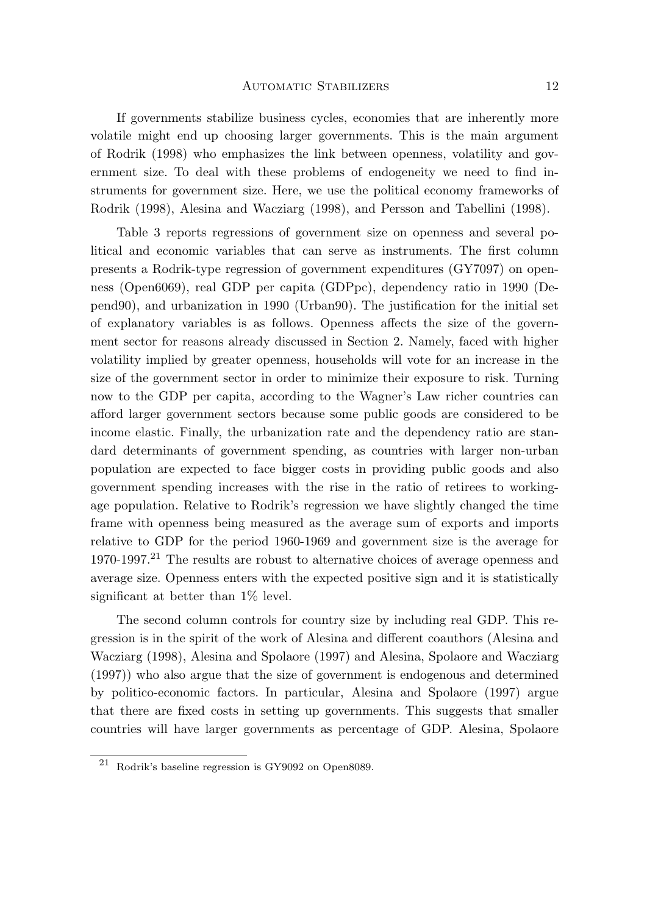If governments stabilize business cycles, economies that are inherently more volatile might end up choosing larger governments. This is the main argument of Rodrik (1998) who emphasizes the link between openness, volatility and government size. To deal with these problems of endogeneity we need to find instruments for government size. Here, we use the political economy frameworks of Rodrik (1998), Alesina and Wacziarg (1998), and Persson and Tabellini (1998).

Table 3 reports regressions of government size on openness and several political and economic variables that can serve as instruments. The first column presents a Rodrik-type regression of government expenditures (GY7097) on openness (Open6069), real GDP per capita (GDPpc), dependency ratio in 1990 (Depend90), and urbanization in 1990 (Urban90). The justification for the initial set of explanatory variables is as follows. Openness affects the size of the government sector for reasons already discussed in Section 2. Namely, faced with higher volatility implied by greater openness, households will vote for an increase in the size of the government sector in order to minimize their exposure to risk. Turning now to the GDP per capita, according to the Wagner's Law richer countries can afford larger government sectors because some public goods are considered to be income elastic. Finally, the urbanization rate and the dependency ratio are standard determinants of government spending, as countries with larger non-urban population are expected to face bigger costs in providing public goods and also government spending increases with the rise in the ratio of retirees to working-age population. Relative to Rodrik's regression we have slightly changed the time frame with openness being measured as the average sum of exports and imports relative to GDP for the period 1960-1969 and government size is the average for 1970-1997.[21] The results are robust to alternative choices of average openness and average size. Openness enters with the expected positive sign and it is statistically significant at better than 1% level.

The second column controls for country size by including real GDP. This regression is in the spirit of the work of Alesina and different coauthors (Alesina and Wacziarg (1998), Alesina and Spolaore (1997) and Alesina, Spolaore and Wacziarg (1997)) who also argue that the size of government is endogenous and determined by politico-economic factors. In particular, Alesina and Spolaore (1997) argue that there are fixed costs in setting up governments. This suggests that smaller countries will have larger governments as percentage of GDP. Alesina, Spolaore

[21] Rodrik's baseline regression is GY9092 on Open8089.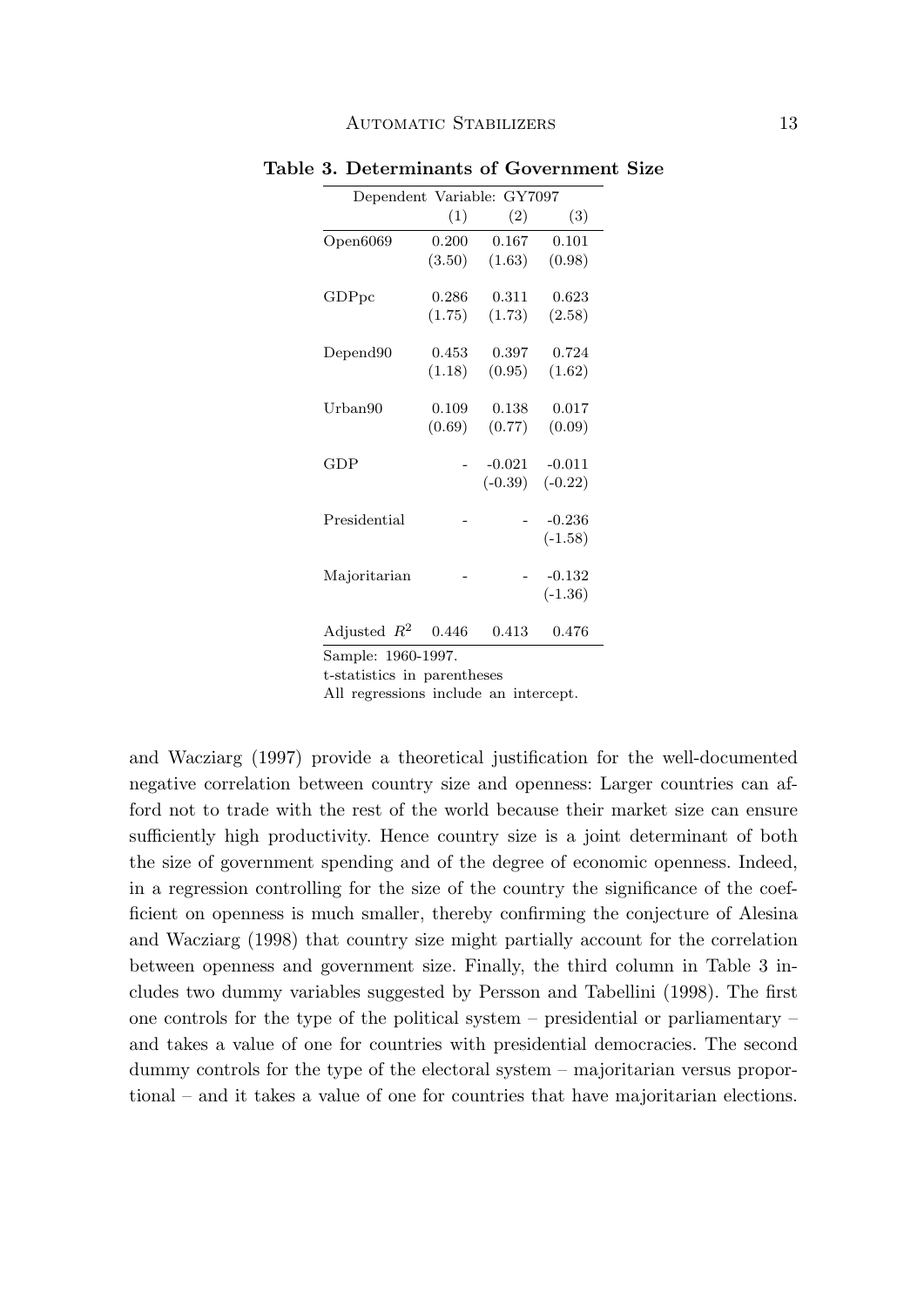**Table 3. Determinants of Government Size**

| Dependent Variable: GY7097 | | | |
|---|---|---|---|
| | (1) | (2) | (3) |
| Open6069 | 0.200 | 0.167 | 0.101 |
| | (3.50) | (1.63) | (0.98) |
| GDPpc | 0.286 | 0.311 | 0.623 |
| | (1.75) | (1.73) | (2.58) |
| Depend90 | 0.453 | 0.397 | 0.724 |
| | (1.18) | (0.95) | (1.62) |
| Urban90 | 0.109 | 0.138 | 0.017 |
| | (0.69) | (0.77) | (0.09) |
| GDP | - | -0.021 | -0.011 |
| | | (-0.39) | (-0.22) |
| Presidential | - | - | -0.236 |
| | | | (-1.58) |
| Majoritarian | - | - | -0.132 |
| | | | (-1.36) |
| Adjusted $R^2$ | 0.446 | 0.413 | 0.476 |

Sample: 1960-1997.
t-statistics in parentheses
All regressions include an intercept.

and Wacziarg (1997) provide a theoretical justification for the well-documented negative correlation between country size and openness: Larger countries can afford not to trade with the rest of the world because their market size can ensure sufficiently high productivity. Hence country size is a joint determinant of both the size of government spending and of the degree of economic openness. Indeed, in a regression controlling for the size of the country the significance of the coefficient on openness is much smaller, thereby confirming the conjecture of Alesina and Wacziarg (1998) that country size might partially account for the correlation between openness and government size. Finally, the third column in Table 3 includes two dummy variables suggested by Persson and Tabellini (1998). The first one controls for the type of the political system – presidential or parliamentary – and takes a value of one for countries with presidential democracies. The second dummy controls for the type of the electoral system – majoritarian versus proportional – and it takes a value of one for countries that have majoritarian elections.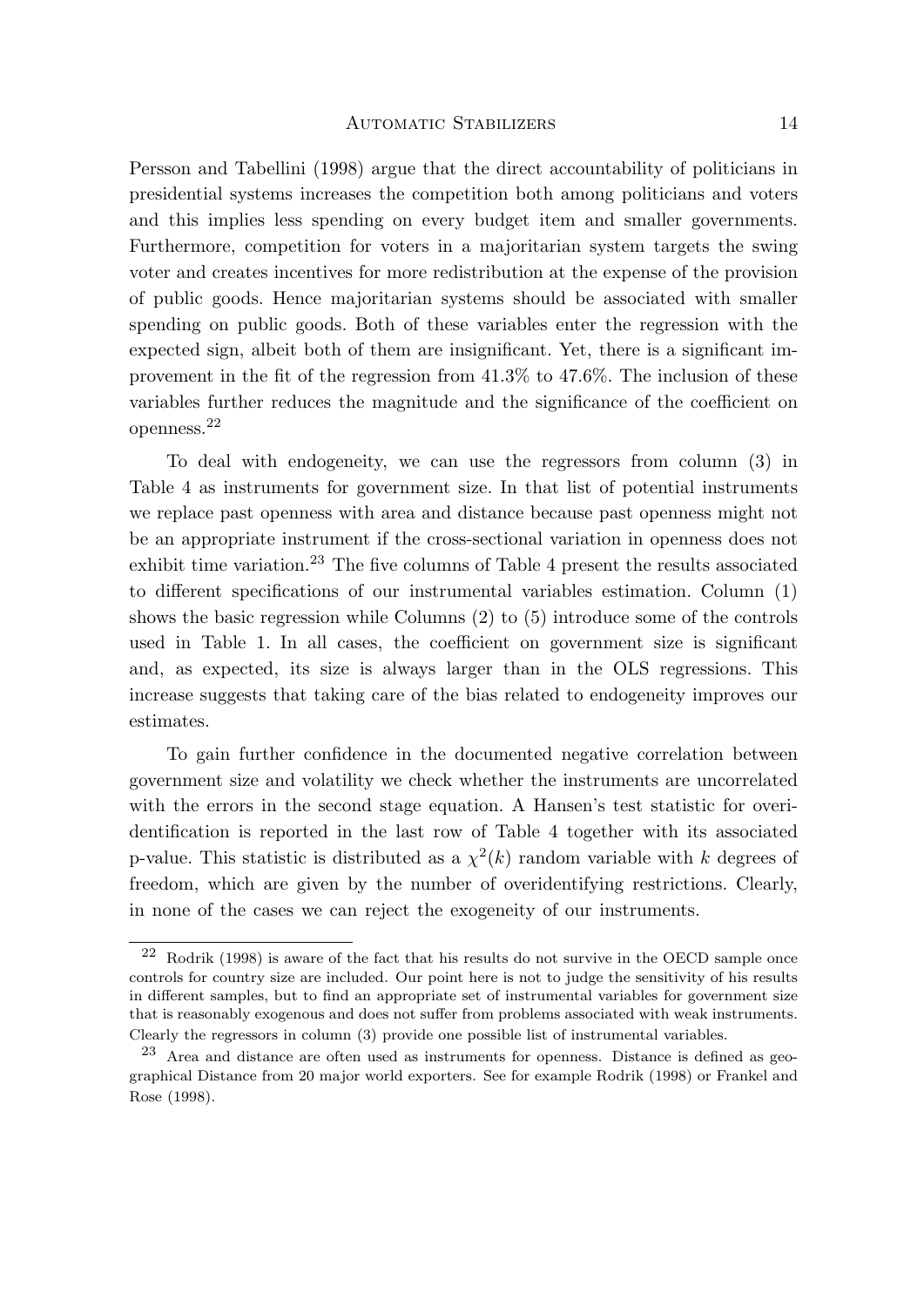Persson and Tabellini (1998) argue that the direct accountability of politicians in presidential systems increases the competition both among politicians and voters and this implies less spending on every budget item and smaller governments. Furthermore, competition for voters in a majoritarian system targets the swing voter and creates incentives for more redistribution at the expense of the provision of public goods. Hence majoritarian systems should be associated with smaller spending on public goods. Both of these variables enter the regression with the expected sign, albeit both of them are insignificant. Yet, there is a significant improvement in the fit of the regression from 41.3% to 47.6%. The inclusion of these variables further reduces the magnitude and the significance of the coefficient on openness.[22]

To deal with endogeneity, we can use the regressors from column (3) in Table 4 as instruments for government size. In that list of potential instruments we replace past openness with area and distance because past openness might not be an appropriate instrument if the cross-sectional variation in openness does not exhibit time variation.[23] The five columns of Table 4 present the results associated to different specifications of our instrumental variables estimation. Column (1) shows the basic regression while Columns (2) to (5) introduce some of the controls used in Table 1. In all cases, the coefficient on government size is significant and, as expected, its size is always larger than in the OLS regressions. This increase suggests that taking care of the bias related to endogeneity improves our estimates.

To gain further confidence in the documented negative correlation between government size and volatility we check whether the instruments are uncorrelated with the errors in the second stage equation. A Hansen's test statistic for overidentification is reported in the last row of Table 4 together with its associated p-value. This statistic is distributed as a $\chi^2(k)$ random variable with $k$ degrees of freedom, which are given by the number of overidentifying restrictions. Clearly, in none of the cases we can reject the exogeneity of our instruments.

---

[22] Rodrik (1998) is aware of the fact that his results do not survive in the OECD sample once controls for country size are included. Our point here is not to judge the sensitivity of his results in different samples, but to find an appropriate set of instrumental variables for government size that is reasonably exogenous and does not suffer from problems associated with weak instruments. Clearly the regressors in column (3) provide one possible list of instrumental variables.

[23] Area and distance are often used as instruments for openness. Distance is defined as geographical Distance from 20 major world exporters. See for example Rodrik (1998) or Frankel and Rose (1998).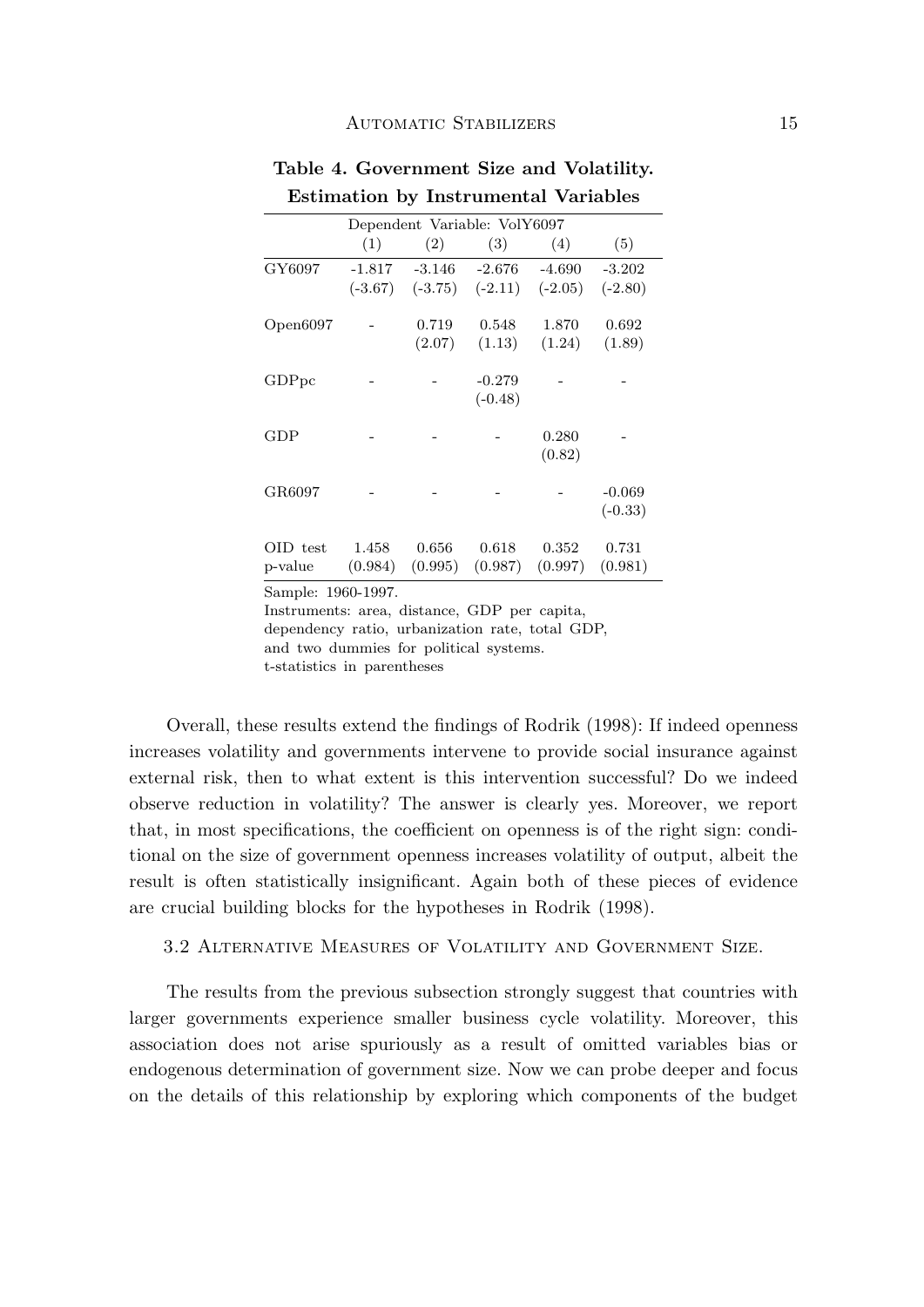**Table 4. Government Size and Volatility. Estimation by Instrumental Variables**

| | Dependent Variable: VolY6097 | | | | |
|---|---|---|---|---|---|
| | (1) | (2) | (3) | (4) | (5) |
| GY6097 | -1.817 | -3.146 | -2.676 | -4.690 | -3.202 |
| | (-3.67) | (-3.75) | (-2.11) | (-2.05) | (-2.80) |
| Open6097 | - | 0.719 | 0.548 | 1.870 | 0.692 |
| | | (2.07) | (1.13) | (1.24) | (1.89) |
| GDPpc | - | - | -0.279 | - | - |
| | | | (-0.48) | | |
| GDP | - | - | - | 0.280 | - |
| | | | | (0.82) | |
| GR6097 | - | - | - | - | -0.069 |
| | | | | | (-0.33) |
| OID test | 1.458 | 0.656 | 0.618 | 0.352 | 0.731 |
| p-value | (0.984) | (0.995) | (0.987) | (0.997) | (0.981) |

Sample: 1960-1997.
Instruments: area, distance, GDP per capita, dependency ratio, urbanization rate, total GDP, and two dummies for political systems.
t-statistics in parentheses

Overall, these results extend the findings of Rodrik (1998): If indeed openness increases volatility and governments intervene to provide social insurance against external risk, then to what extent is this intervention successful? Do we indeed observe reduction in volatility? The answer is clearly yes. Moreover, we report that, in most specifications, the coefficient on openness is of the right sign: conditional on the size of government openness increases volatility of output, albeit the result is often statistically insignificant. Again both of these pieces of evidence are crucial building blocks for the hypotheses in Rodrik (1998).

### 3.2 Alternative Measures of Volatility and Government Size.

The results from the previous subsection strongly suggest that countries with larger governments experience smaller business cycle volatility. Moreover, this association does not arise spuriously as a result of omitted variables bias or endogenous determination of government size. Now we can probe deeper and focus on the details of this relationship by exploring which components of the budget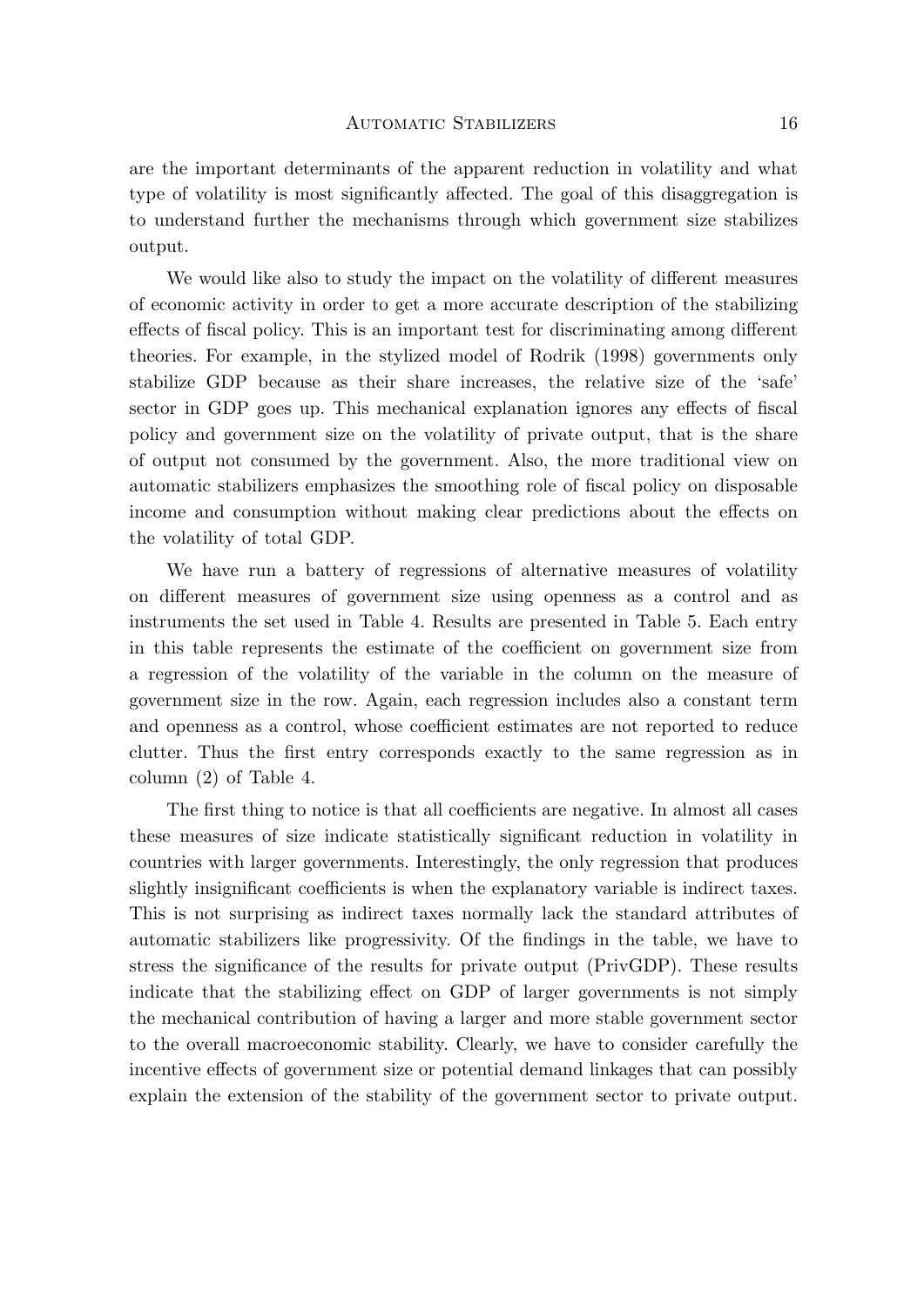are the important determinants of the apparent reduction in volatility and what type of volatility is most significantly affected. The goal of this disaggregation is to understand further the mechanisms through which government size stabilizes output.

We would like also to study the impact on the volatility of different measures of economic activity in order to get a more accurate description of the stabilizing effects of fiscal policy. This is an important test for discriminating among different theories. For example, in the stylized model of Rodrik (1998) governments only stabilize GDP because as their share increases, the relative size of the 'safe' sector in GDP goes up. This mechanical explanation ignores any effects of fiscal policy and government size on the volatility of private output, that is the share of output not consumed by the government. Also, the more traditional view on automatic stabilizers emphasizes the smoothing role of fiscal policy on disposable income and consumption without making clear predictions about the effects on the volatility of total GDP.

We have run a battery of regressions of alternative measures of volatility on different measures of government size using openness as a control and as instruments the set used in Table 4. Results are presented in Table 5. Each entry in this table represents the estimate of the coefficient on government size from a regression of the volatility of the variable in the column on the measure of government size in the row. Again, each regression includes also a constant term and openness as a control, whose coefficient estimates are not reported to reduce clutter. Thus the first entry corresponds exactly to the same regression as in column (2) of Table 4.

The first thing to notice is that all coefficients are negative. In almost all cases these measures of size indicate statistically significant reduction in volatility in countries with larger governments. Interestingly, the only regression that produces slightly insignificant coefficients is when the explanatory variable is indirect taxes. This is not surprising as indirect taxes normally lack the standard attributes of automatic stabilizers like progressivity. Of the findings in the table, we have to stress the significance of the results for private output (PrivGDP). These results indicate that the stabilizing effect on GDP of larger governments is not simply the mechanical contribution of having a larger and more stable government sector to the overall macroeconomic stability. Clearly, we have to consider carefully the incentive effects of government size or potential demand linkages that can possibly explain the extension of the stability of the government sector to private output.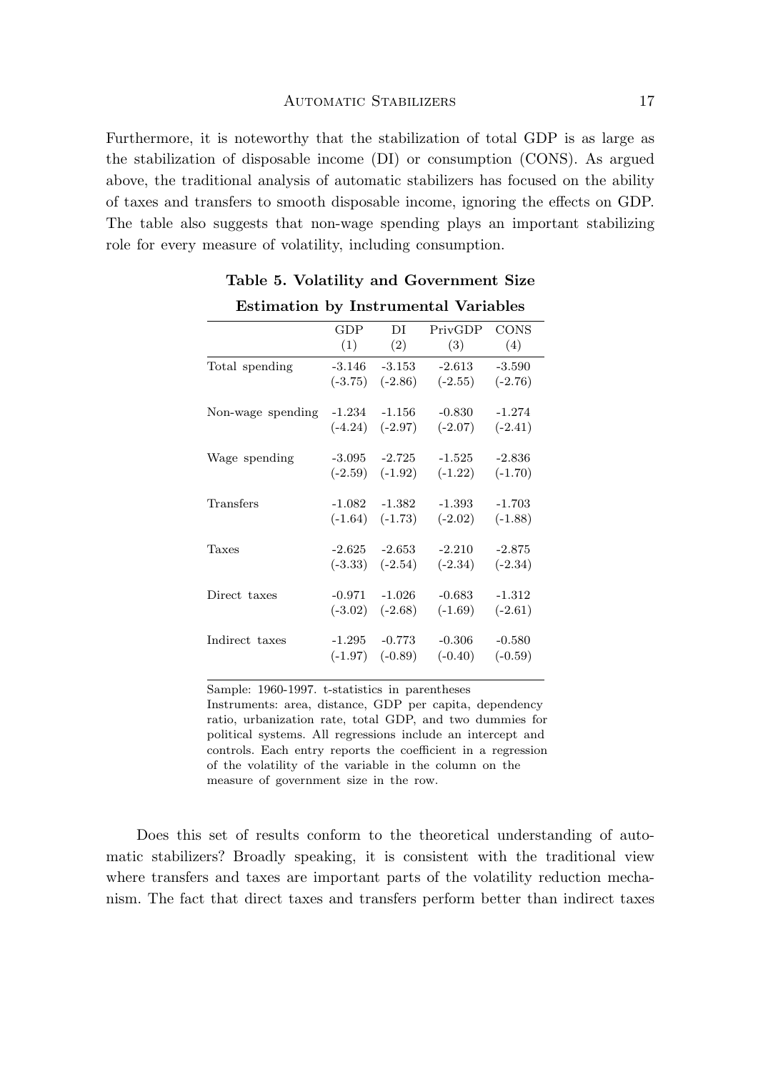Furthermore, it is noteworthy that the stabilization of total GDP is as large as the stabilization of disposable income (DI) or consumption (CONS). As argued above, the traditional analysis of automatic stabilizers has focused on the ability of taxes and transfers to smooth disposable income, ignoring the effects on GDP. The table also suggests that non-wage spending plays an important stabilizing role for every measure of volatility, including consumption.

**Table 5. Volatility and Government Size**

**Estimation by Instrumental Variables**

| | GDP (1) | DI (2) | PrivGDP (3) | CONS (4) |
|---|---|---|---|---|
| Total spending | -3.146 | -3.153 | -2.613 | -3.590 |
| | (-3.75) | (-2.86) | (-2.55) | (-2.76) |
| Non-wage spending | -1.234 | -1.156 | -0.830 | -1.274 |
| | (-4.24) | (-2.97) | (-2.07) | (-2.41) |
| Wage spending | -3.095 | -2.725 | -1.525 | -2.836 |
| | (-2.59) | (-1.92) | (-1.22) | (-1.70) |
| Transfers | -1.082 | -1.382 | -1.393 | -1.703 |
| | (-1.64) | (-1.73) | (-2.02) | (-1.88) |
| Taxes | -2.625 | -2.653 | -2.210 | -2.875 |
| | (-3.33) | (-2.54) | (-2.34) | (-2.34) |
| Direct taxes | -0.971 | -1.026 | -0.683 | -1.312 |
| | (-3.02) | (-2.68) | (-1.69) | (-2.61) |
| Indirect taxes | -1.295 | -0.773 | -0.306 | -0.580 |
| | (-1.97) | (-0.89) | (-0.40) | (-0.59) |

Sample: 1960-1997. t-statistics in parentheses
Instruments: area, distance, GDP per capita, dependency ratio, urbanization rate, total GDP, and two dummies for political systems. All regressions include an intercept and controls. Each entry reports the coefficient in a regression of the volatility of the variable in the column on the measure of government size in the row.

Does this set of results conform to the theoretical understanding of automatic stabilizers? Broadly speaking, it is consistent with the traditional view where transfers and taxes are important parts of the volatility reduction mechanism. The fact that direct taxes and transfers perform better than indirect taxes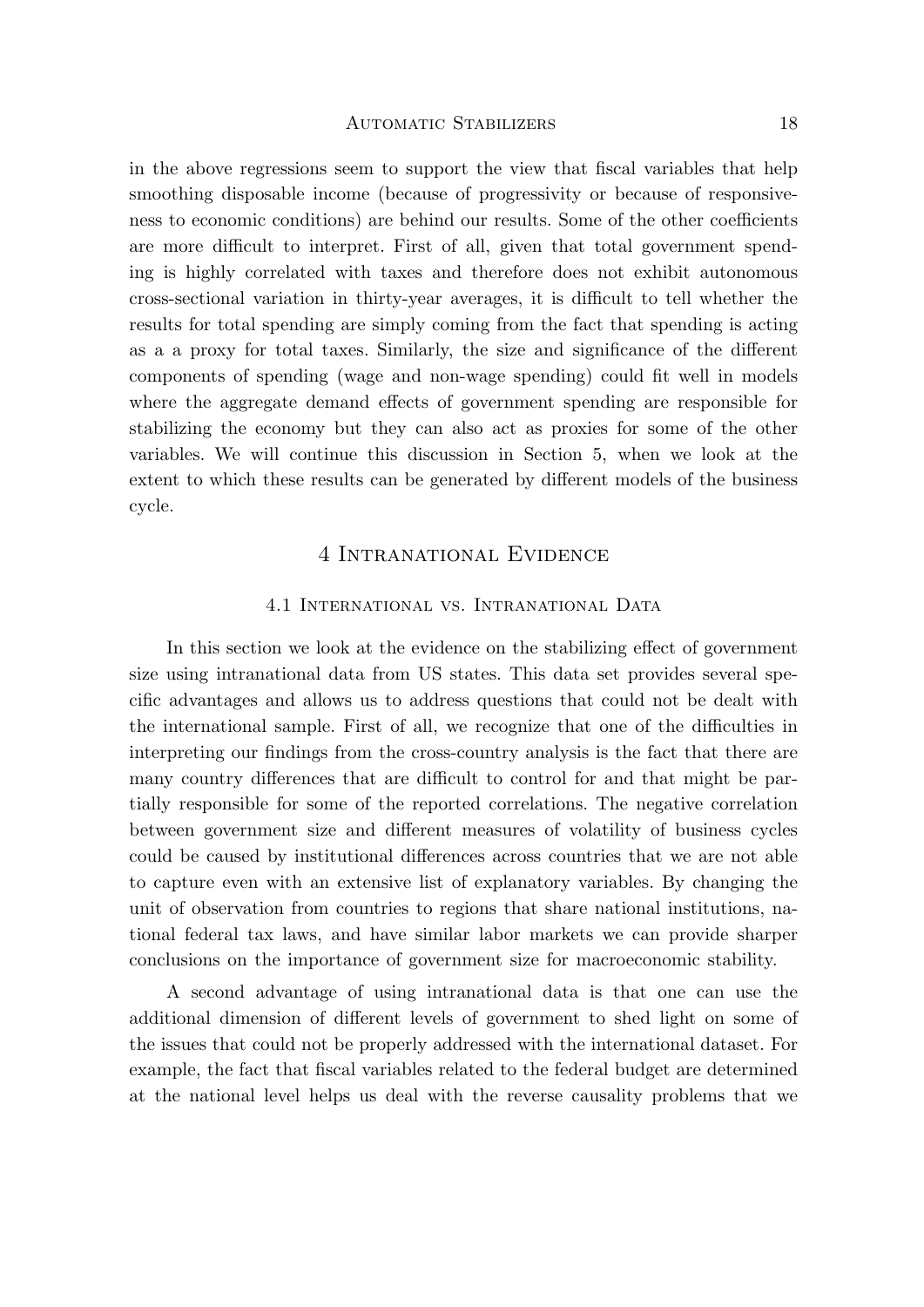in the above regressions seem to support the view that fiscal variables that help smoothing disposable income (because of progressivity or because of responsiveness to economic conditions) are behind our results. Some of the other coefficients are more difficult to interpret. First of all, given that total government spending is highly correlated with taxes and therefore does not exhibit autonomous cross-sectional variation in thirty-year averages, it is difficult to tell whether the results for total spending are simply coming from the fact that spending is acting as a a proxy for total taxes. Similarly, the size and significance of the different components of spending (wage and non-wage spending) could fit well in models where the aggregate demand effects of government spending are responsible for stabilizing the economy but they can also act as proxies for some of the other variables. We will continue this discussion in Section 5, when we look at the extent to which these results can be generated by different models of the business cycle.

## 4 Intranational Evidence

### 4.1 International vs. Intranational Data

In this section we look at the evidence on the stabilizing effect of government size using intranational data from US states. This data set provides several specific advantages and allows us to address questions that could not be dealt with the international sample. First of all, we recognize that one of the difficulties in interpreting our findings from the cross-country analysis is the fact that there are many country differences that are difficult to control for and that might be partially responsible for some of the reported correlations. The negative correlation between government size and different measures of volatility of business cycles could be caused by institutional differences across countries that we are not able to capture even with an extensive list of explanatory variables. By changing the unit of observation from countries to regions that share national institutions, national federal tax laws, and have similar labor markets we can provide sharper conclusions on the importance of government size for macroeconomic stability.

A second advantage of using intranational data is that one can use the additional dimension of different levels of government to shed light on some of the issues that could not be properly addressed with the international dataset. For example, the fact that fiscal variables related to the federal budget are determined at the national level helps us deal with the reverse causality problems that we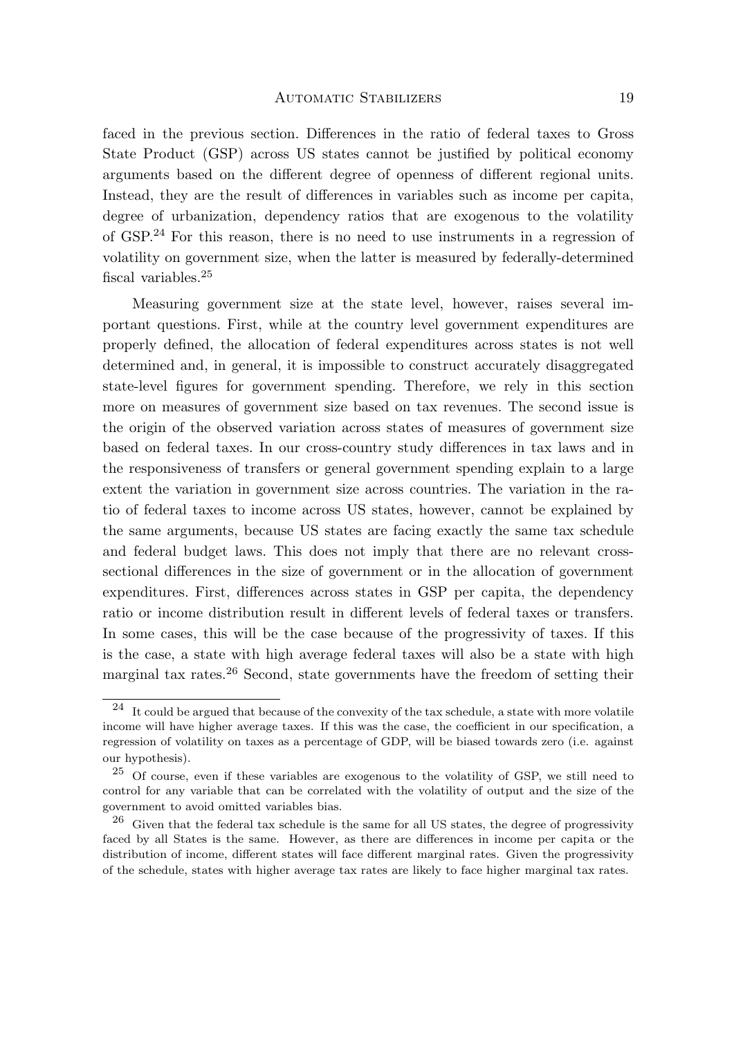faced in the previous section. Differences in the ratio of federal taxes to Gross State Product (GSP) across US states cannot be justified by political economy arguments based on the different degree of openness of different regional units. Instead, they are the result of differences in variables such as income per capita, degree of urbanization, dependency ratios that are exogenous to the volatility of GSP.[24] For this reason, there is no need to use instruments in a regression of volatility on government size, when the latter is measured by federally-determined fiscal variables.[25]

Measuring government size at the state level, however, raises several important questions. First, while at the country level government expenditures are properly defined, the allocation of federal expenditures across states is not well determined and, in general, it is impossible to construct accurately disaggregated state-level figures for government spending. Therefore, we rely in this section more on measures of government size based on tax revenues. The second issue is the origin of the observed variation across states of measures of government size based on federal taxes. In our cross-country study differences in tax laws and in the responsiveness of transfers or general government spending explain to a large extent the variation in government size across countries. The variation in the ratio of federal taxes to income across US states, however, cannot be explained by the same arguments, because US states are facing exactly the same tax schedule and federal budget laws. This does not imply that there are no relevant cross-sectional differences in the size of government or in the allocation of government expenditures. First, differences across states in GSP per capita, the dependency ratio or income distribution result in different levels of federal taxes or transfers. In some cases, this will be the case because of the progressivity of taxes. If this is the case, a state with high average federal taxes will also be a state with high marginal tax rates.[26] Second, state governments have the freedom of setting their

---

[24] It could be argued that because of the convexity of the tax schedule, a state with more volatile income will have higher average taxes. If this was the case, the coefficient in our specification, a regression of volatility on taxes as a percentage of GDP, will be biased towards zero (i.e. against our hypothesis).

[25] Of course, even if these variables are exogenous to the volatility of GSP, we still need to control for any variable that can be correlated with the volatility of output and the size of the government to avoid omitted variables bias.

[26] Given that the federal tax schedule is the same for all US states, the degree of progressivity faced by all States is the same. However, as there are differences in income per capita or the distribution of income, different states will face different marginal rates. Given the progressivity of the schedule, states with higher average tax rates are likely to face higher marginal tax rates.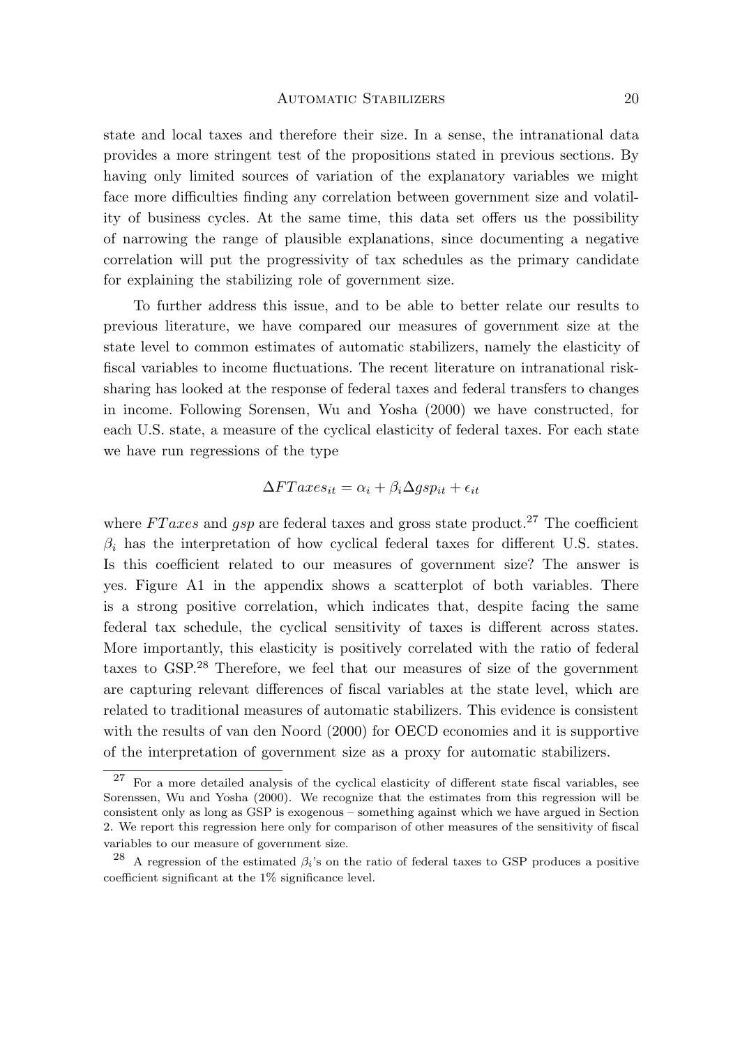state and local taxes and therefore their size. In a sense, the intranational data provides a more stringent test of the propositions stated in previous sections. By having only limited sources of variation of the explanatory variables we might face more difficulties finding any correlation between government size and volatility of business cycles. At the same time, this data set offers us the possibility of narrowing the range of plausible explanations, since documenting a negative correlation will put the progressivity of tax schedules as the primary candidate for explaining the stabilizing role of government size.

To further address this issue, and to be able to better relate our results to previous literature, we have compared our measures of government size at the state level to common estimates of automatic stabilizers, namely the elasticity of fiscal variables to income fluctuations. The recent literature on intranational risk-sharing has looked at the response of federal taxes and federal transfers to changes in income. Following Sorensen, Wu and Yosha (2000) we have constructed, for each U.S. state, a measure of the cyclical elasticity of federal taxes. For each state we have run regressions of the type

$$\Delta FTaxes_{it} = \alpha_i + \beta_i \Delta gsp_{it} + \epsilon_{it}$$

where $FTaxes$ and $gsp$ are federal taxes and gross state product.[27] The coefficient $\beta_i$ has the interpretation of how cyclical federal taxes for different U.S. states. Is this coefficient related to our measures of government size? The answer is yes. Figure A1 in the appendix shows a scatterplot of both variables. There is a strong positive correlation, which indicates that, despite facing the same federal tax schedule, the cyclical sensitivity of taxes is different across states. More importantly, this elasticity is positively correlated with the ratio of federal taxes to GSP.[28] Therefore, we feel that our measures of size of the government are capturing relevant differences of fiscal variables at the state level, which are related to traditional measures of automatic stabilizers. This evidence is consistent with the results of van den Noord (2000) for OECD economies and it is supportive of the interpretation of government size as a proxy for automatic stabilizers.

---

[27] For a more detailed analysis of the cyclical elasticity of different state fiscal variables, see Sorenssen, Wu and Yosha (2000). We recognize that the estimates from this regression will be consistent only as long as GSP is exogenous – something against which we have argued in Section 2. We report this regression here only for comparison of other measures of the sensitivity of fiscal variables to our measure of government size.

[28] A regression of the estimated $\beta_i$'s on the ratio of federal taxes to GSP produces a positive coefficient significant at the 1% significance level.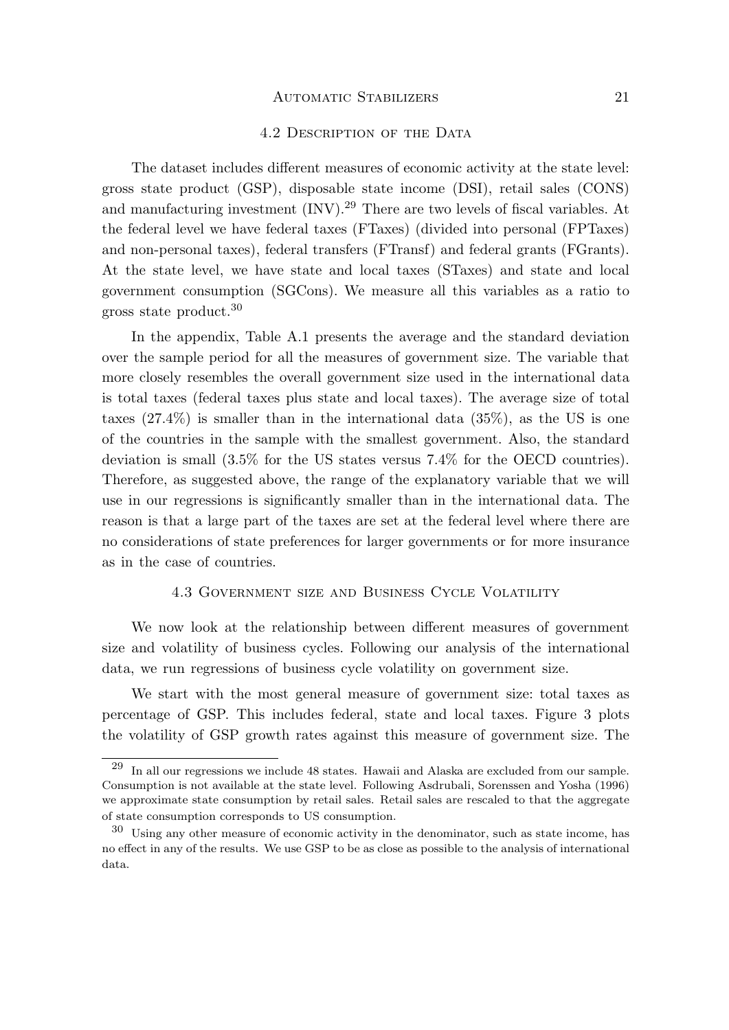### 4.2 Description of the Data

The dataset includes different measures of economic activity at the state level: gross state product (GSP), disposable state income (DSI), retail sales (CONS) and manufacturing investment (INV).[29] There are two levels of fiscal variables. At the federal level we have federal taxes (FTaxes) (divided into personal (FPTaxes) and non-personal taxes), federal transfers (FTransf) and federal grants (FGrants). At the state level, we have state and local taxes (STaxes) and state and local government consumption (SGCons). We measure all this variables as a ratio to gross state product.[30]

In the appendix, Table A.1 presents the average and the standard deviation over the sample period for all the measures of government size. The variable that more closely resembles the overall government size used in the international data is total taxes (federal taxes plus state and local taxes). The average size of total taxes (27.4%) is smaller than in the international data (35%), as the US is one of the countries in the sample with the smallest government. Also, the standard deviation is small (3.5% for the US states versus 7.4% for the OECD countries). Therefore, as suggested above, the range of the explanatory variable that we will use in our regressions is significantly smaller than in the international data. The reason is that a large part of the taxes are set at the federal level where there are no considerations of state preferences for larger governments or for more insurance as in the case of countries.

### 4.3 Government size and Business Cycle Volatility

We now look at the relationship between different measures of government size and volatility of business cycles. Following our analysis of the international data, we run regressions of business cycle volatility on government size.

We start with the most general measure of government size: total taxes as percentage of GSP. This includes federal, state and local taxes. Figure 3 plots the volatility of GSP growth rates against this measure of government size. The

---

[29] In all our regressions we include 48 states. Hawaii and Alaska are excluded from our sample. Consumption is not available at the state level. Following Asdrubali, Sorenssen and Yosha (1996) we approximate state consumption by retail sales. Retail sales are rescaled to that the aggregate of state consumption corresponds to US consumption.

[30] Using any other measure of economic activity in the denominator, such as state income, has no effect in any of the results. We use GSP to be as close as possible to the analysis of international data.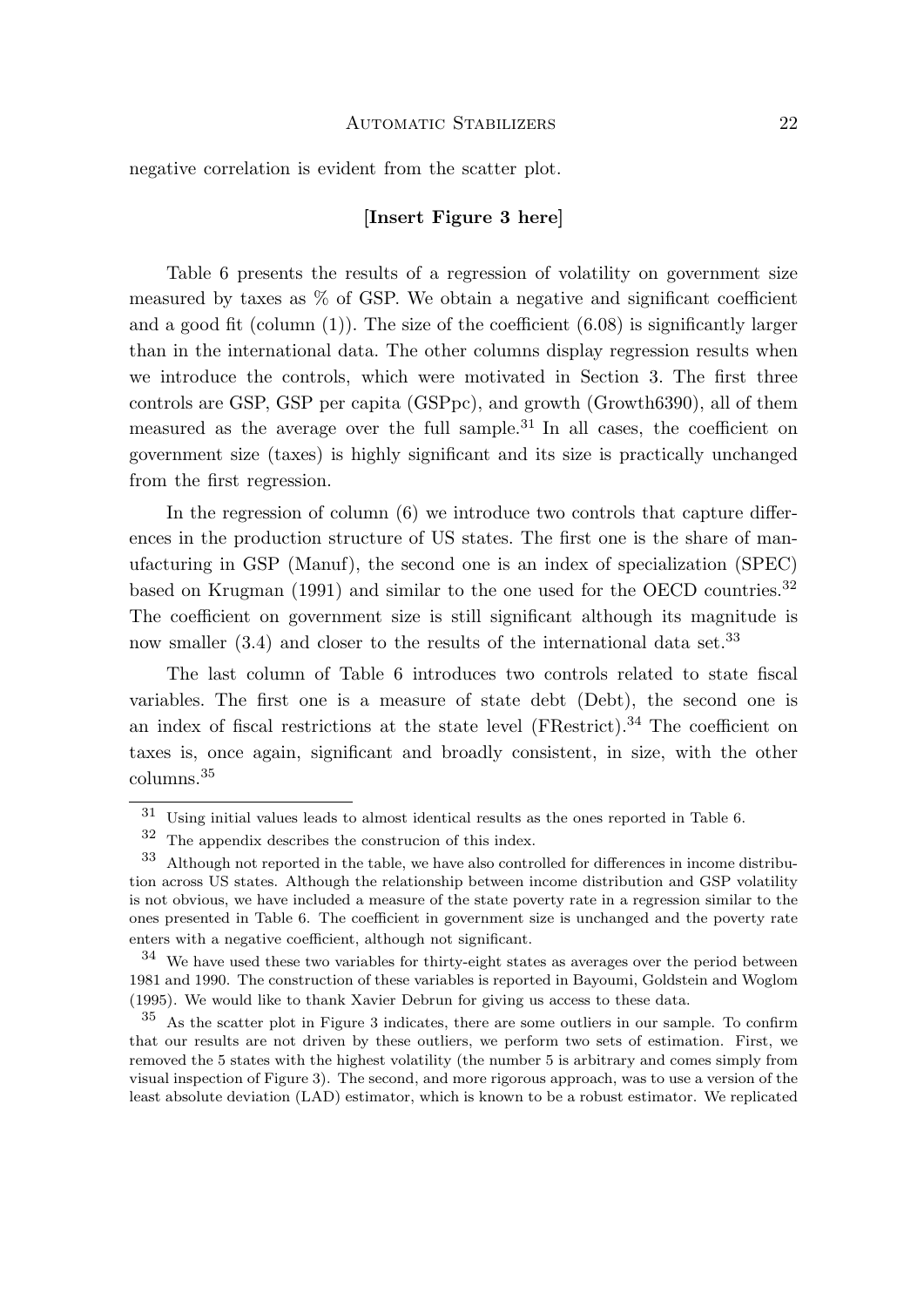negative correlation is evident from the scatter plot.

**[Insert Figure 3 here]**

Table 6 presents the results of a regression of volatility on government size measured by taxes as % of GSP. We obtain a negative and significant coefficient and a good fit (column (1)). The size of the coefficient (6.08) is significantly larger than in the international data. The other columns display regression results when we introduce the controls, which were motivated in Section 3. The first three controls are GSP, GSP per capita (GSPpc), and growth (Growth6390), all of them measured as the average over the full sample.[31] In all cases, the coefficient on government size (taxes) is highly significant and its size is practically unchanged from the first regression.

In the regression of column (6) we introduce two controls that capture differences in the production structure of US states. The first one is the share of manufacturing in GSP (Manuf), the second one is an index of specialization (SPEC) based on Krugman (1991) and similar to the one used for the OECD countries.[32] The coefficient on government size is still significant although its magnitude is now smaller (3.4) and closer to the results of the international data set.[33]

The last column of Table 6 introduces two controls related to state fiscal variables. The first one is a measure of state debt (Debt), the second one is an index of fiscal restrictions at the state level (FRestrict).[34] The coefficient on taxes is, once again, significant and broadly consistent, in size, with the other columns.[35]

---

[31] Using initial values leads to almost identical results as the ones reported in Table 6.

[32] The appendix describes the construcion of this index.

[33] Although not reported in the table, we have also controlled for differences in income distribution across US states. Although the relationship between income distribution and GSP volatility is not obvious, we have included a measure of the state poverty rate in a regression similar to the ones presented in Table 6. The coefficient in government size is unchanged and the poverty rate enters with a negative coefficient, although not significant.

[34] We have used these two variables for thirty-eight states as averages over the period between 1981 and 1990. The construction of these variables is reported in Bayoumi, Goldstein and Woglom (1995). We would like to thank Xavier Debrun for giving us access to these data.

[35] As the scatter plot in Figure 3 indicates, there are some outliers in our sample. To confirm that our results are not driven by these outliers, we perform two sets of estimation. First, we removed the 5 states with the highest volatility (the number 5 is arbitrary and comes simply from visual inspection of Figure 3). The second, and more rigorous approach, was to use a version of the least absolute deviation (LAD) estimator, which is known to be a robust estimator. We replicated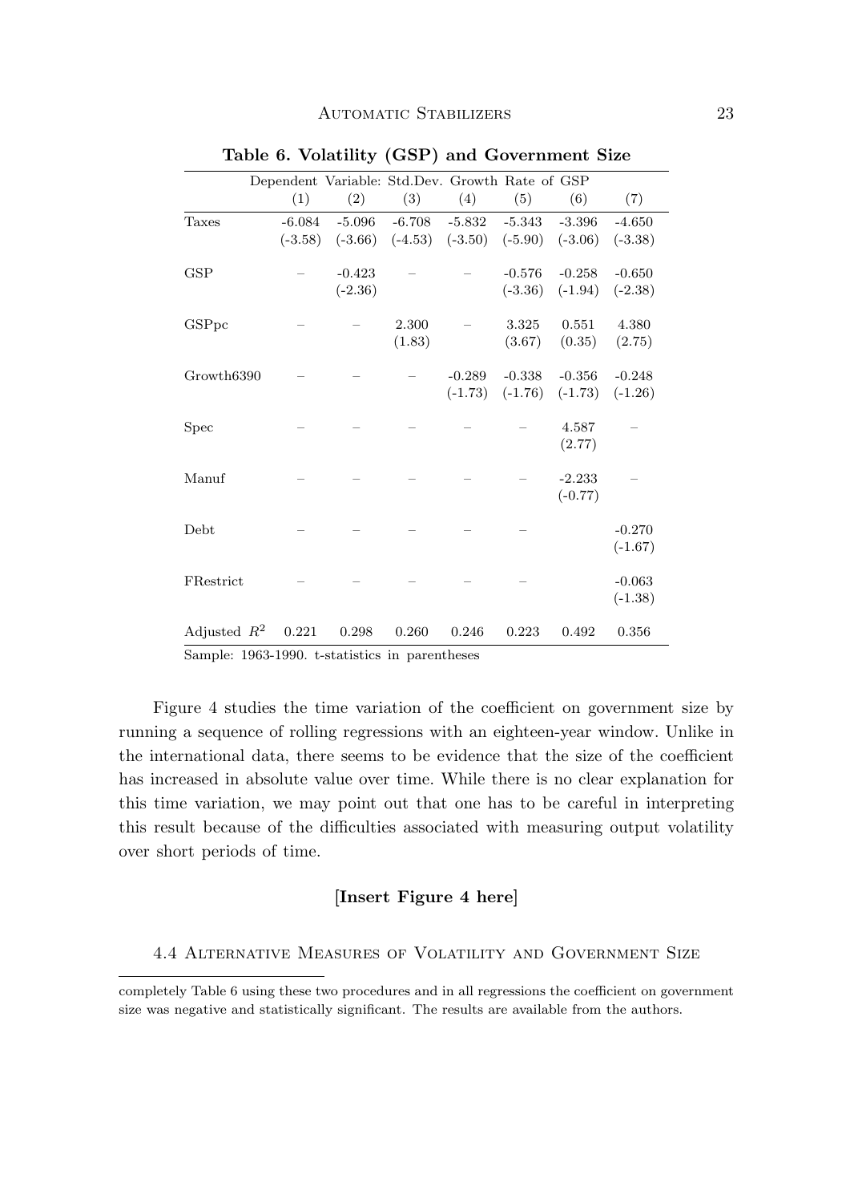**Table 6. Volatility (GSP) and Government Size**

| | Dependent Variable: Std.Dev. Growth Rate of GSP | | | | | | |
|---|---|---|---|---|---|---|---|
| | (1) | (2) | (3) | (4) | (5) | (6) | (7) |
| Taxes | -6.084 | -5.096 | -6.708 | -5.832 | -5.343 | -3.396 | -4.650 |
| | (-3.58) | (-3.66) | (-4.53) | (-3.50) | (-5.90) | (-3.06) | (-3.38) |
| GSP | – | -0.423 | – | – | -0.576 | -0.258 | -0.650 |
| | | (-2.36) | | | (-3.36) | (-1.94) | (-2.38) |
| GSPpc | – | – | 2.300 | – | 3.325 | 0.551 | 4.380 |
| | | | (1.83) | | (3.67) | (0.35) | (2.75) |
| Growth6390 | – | – | – | -0.289 | -0.338 | -0.356 | -0.248 |
| | | | | (-1.73) | (-1.76) | (-1.73) | (-1.26) |
| Spec | – | – | – | – | – | 4.587 | – |
| | | | | | | (2.77) | |
| Manuf | – | – | – | – | – | -2.233 | – |
| | | | | | | (-0.77) | |
| Debt | – | – | – | – | – | | -0.270 |
| | | | | | | | (-1.67) |
| FRestrict | – | – | – | – | – | | -0.063 |
| | | | | | | | (-1.38) |
| Adjusted $R^2$ | 0.221 | 0.298 | 0.260 | 0.246 | 0.223 | 0.492 | 0.356 |

Sample: 1963-1990. t-statistics in parentheses

Figure 4 studies the time variation of the coefficient on government size by running a sequence of rolling regressions with an eighteen-year window. Unlike in the international data, there seems to be evidence that the size of the coefficient has increased in absolute value over time. While there is no clear explanation for this time variation, we may point out that one has to be careful in interpreting this result because of the difficulties associated with measuring output volatility over short periods of time.

**[Insert Figure 4 here]**

### 4.4 Alternative Measures of Volatility and Government Size

completely Table 6 using these two procedures and in all regressions the coefficient on government size was negative and statistically significant. The results are available from the authors.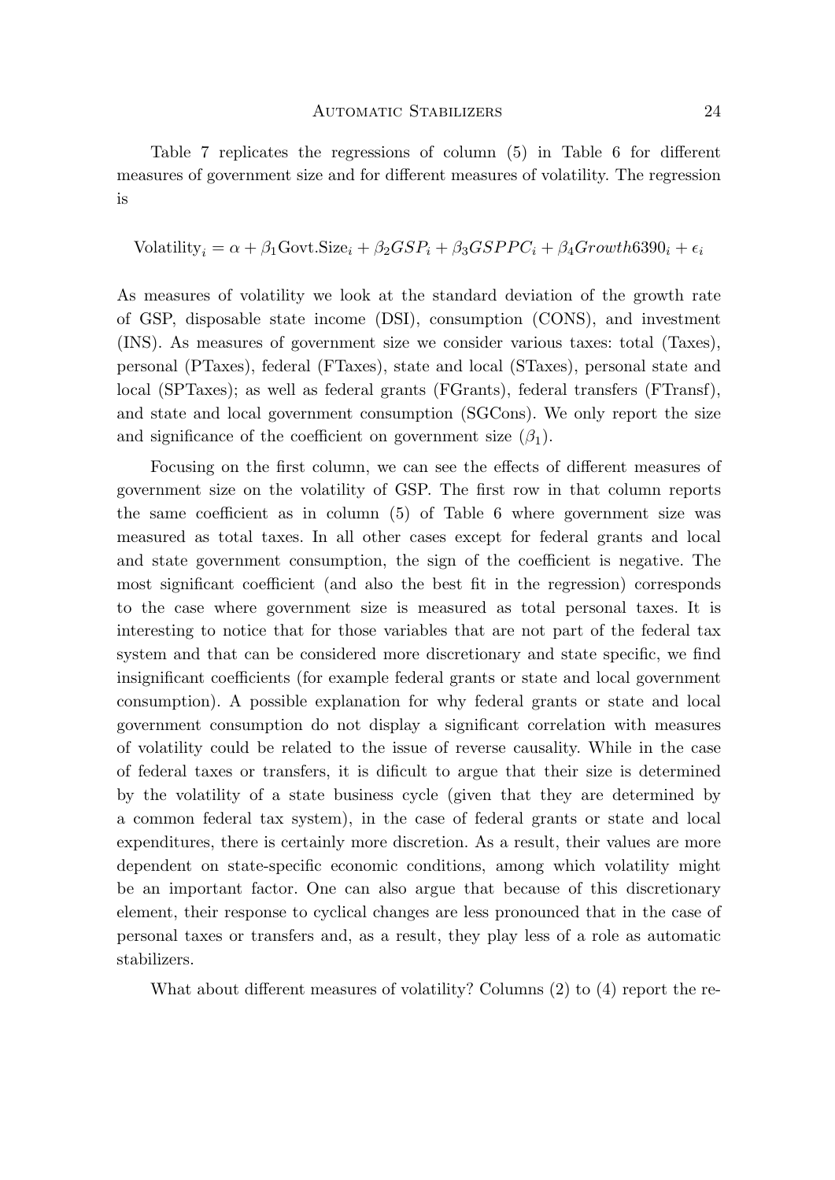Table 7 replicates the regressions of column (5) in Table 6 for different measures of government size and for different measures of volatility. The regression is

$$\text{Volatility}_i = \alpha + \beta_1 \text{Govt.Size}_i + \beta_2 GSP_i + \beta_3 GSPPC_i + \beta_4 Growth6390_i + \epsilon_i$$

As measures of volatility we look at the standard deviation of the growth rate of GSP, disposable state income (DSI), consumption (CONS), and investment (INS). As measures of government size we consider various taxes: total (Taxes), personal (PTaxes), federal (FTaxes), state and local (STaxes), personal state and local (SPTaxes); as well as federal grants (FGrants), federal transfers (FTransf), and state and local government consumption (SGCons). We only report the size and significance of the coefficient on government size ($\beta_1$).

Focusing on the first column, we can see the effects of different measures of government size on the volatility of GSP. The first row in that column reports the same coefficient as in column (5) of Table 6 where government size was measured as total taxes. In all other cases except for federal grants and local and state government consumption, the sign of the coefficient is negative. The most significant coefficient (and also the best fit in the regression) corresponds to the case where government size is measured as total personal taxes. It is interesting to notice that for those variables that are not part of the federal tax system and that can be considered more discretionary and state specific, we find insignificant coefficients (for example federal grants or state and local government consumption). A possible explanation for why federal grants or state and local government consumption do not display a significant correlation with measures of volatility could be related to the issue of reverse causality. While in the case of federal taxes or transfers, it is dificult to argue that their size is determined by the volatility of a state business cycle (given that they are determined by a common federal tax system), in the case of federal grants or state and local expenditures, there is certainly more discretion. As a result, their values are more dependent on state-specific economic conditions, among which volatility might be an important factor. One can also argue that because of this discretionary element, their response to cyclical changes are less pronounced that in the case of personal taxes or transfers and, as a result, they play less of a role as automatic stabilizers.

What about different measures of volatility? Columns (2) to (4) report the re-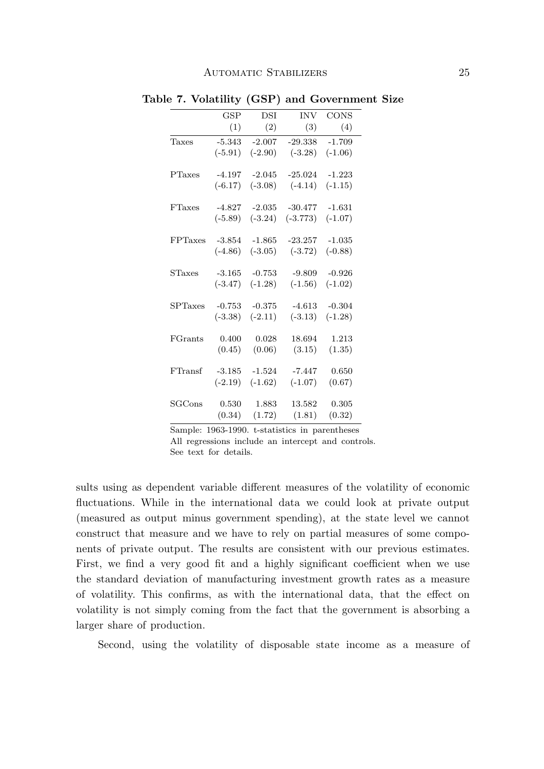**Table 7. Volatility (GSP) and Government Size**

| | GSP (1) | DSI (2) | INV (3) | CONS (4) |
|---|---|---|---|---|
| Taxes | -5.343 | -2.007 | -29.338 | -1.709 |
| | (-5.91) | (-2.90) | (-3.28) | (-1.06) |
| PTaxes | -4.197 | -2.045 | -25.024 | -1.223 |
| | (-6.17) | (-3.08) | (-4.14) | (-1.15) |
| FTaxes | -4.827 | -2.035 | -30.477 | -1.631 |
| | (-5.89) | (-3.24) | (-3.773) | (-1.07) |
| FPTaxes | -3.854 | -1.865 | -23.257 | -1.035 |
| | (-4.86) | (-3.05) | (-3.72) | (-0.88) |
| STaxes | -3.165 | -0.753 | -9.809 | -0.926 |
| | (-3.47) | (-1.28) | (-1.56) | (-1.02) |
| SPTaxes | -0.753 | -0.375 | -4.613 | -0.304 |
| | (-3.38) | (-2.11) | (-3.13) | (-1.28) |
| FGrants | 0.400 | 0.028 | 18.694 | 1.213 |
| | (0.45) | (0.06) | (3.15) | (1.35) |
| FTransf | -3.185 | -1.524 | -7.447 | 0.650 |
| | (-2.19) | (-1.62) | (-1.07) | (0.67) |
| SGCons | 0.530 | 1.883 | 13.582 | 0.305 |
| | (0.34) | (1.72) | (1.81) | (0.32) |

Sample: 1963-1990. t-statistics in parentheses
All regressions include an intercept and controls.
See text for details.

sults using as dependent variable different measures of the volatility of economic fluctuations. While in the international data we could look at private output (measured as output minus government spending), at the state level we cannot construct that measure and we have to rely on partial measures of some components of private output. The results are consistent with our previous estimates. First, we find a very good fit and a highly significant coefficient when we use the standard deviation of manufacturing investment growth rates as a measure of volatility. This confirms, as with the international data, that the effect on volatility is not simply coming from the fact that the government is absorbing a larger share of production.

Second, using the volatility of disposable state income as a measure of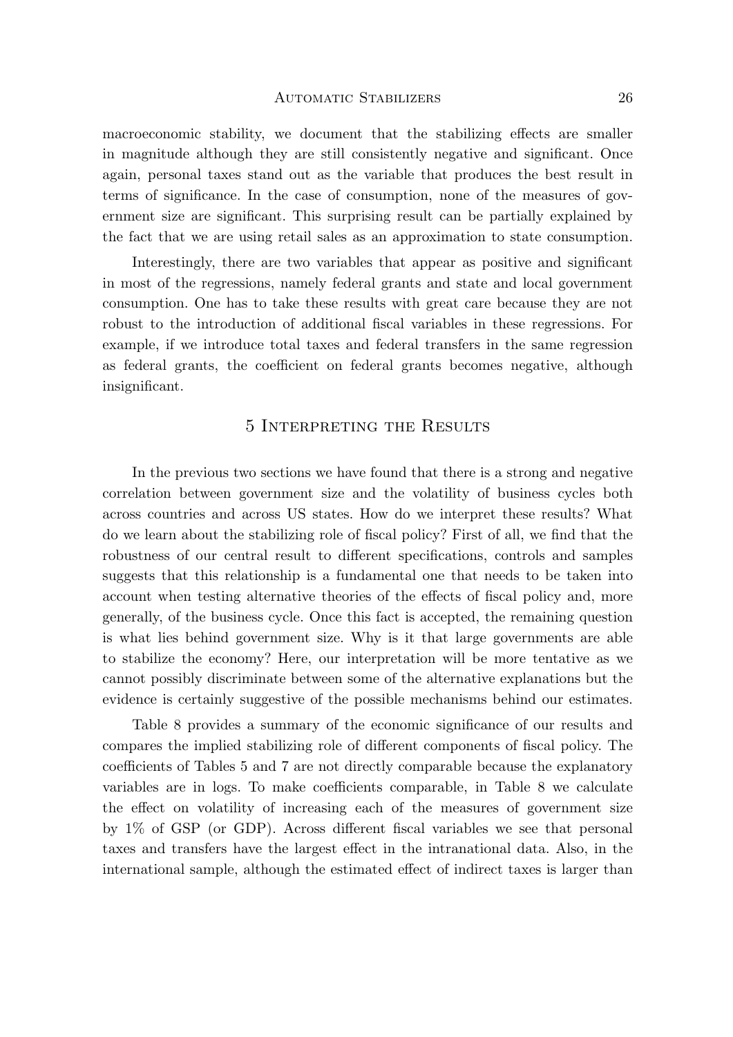macroeconomic stability, we document that the stabilizing effects are smaller in magnitude although they are still consistently negative and significant. Once again, personal taxes stand out as the variable that produces the best result in terms of significance. In the case of consumption, none of the measures of government size are significant. This surprising result can be partially explained by the fact that we are using retail sales as an approximation to state consumption.

Interestingly, there are two variables that appear as positive and significant in most of the regressions, namely federal grants and state and local government consumption. One has to take these results with great care because they are not robust to the introduction of additional fiscal variables in these regressions. For example, if we introduce total taxes and federal transfers in the same regression as federal grants, the coefficient on federal grants becomes negative, although insignificant.

## 5 Interpreting the Results

In the previous two sections we have found that there is a strong and negative correlation between government size and the volatility of business cycles both across countries and across US states. How do we interpret these results? What do we learn about the stabilizing role of fiscal policy? First of all, we find that the robustness of our central result to different specifications, controls and samples suggests that this relationship is a fundamental one that needs to be taken into account when testing alternative theories of the effects of fiscal policy and, more generally, of the business cycle. Once this fact is accepted, the remaining question is what lies behind government size. Why is it that large governments are able to stabilize the economy? Here, our interpretation will be more tentative as we cannot possibly discriminate between some of the alternative explanations but the evidence is certainly suggestive of the possible mechanisms behind our estimates.

Table 8 provides a summary of the economic significance of our results and compares the implied stabilizing role of different components of fiscal policy. The coefficients of Tables 5 and 7 are not directly comparable because the explanatory variables are in logs. To make coefficients comparable, in Table 8 we calculate the effect on volatility of increasing each of the measures of government size by 1% of GSP (or GDP). Across different fiscal variables we see that personal taxes and transfers have the largest effect in the intranational data. Also, in the international sample, although the estimated effect of indirect taxes is larger than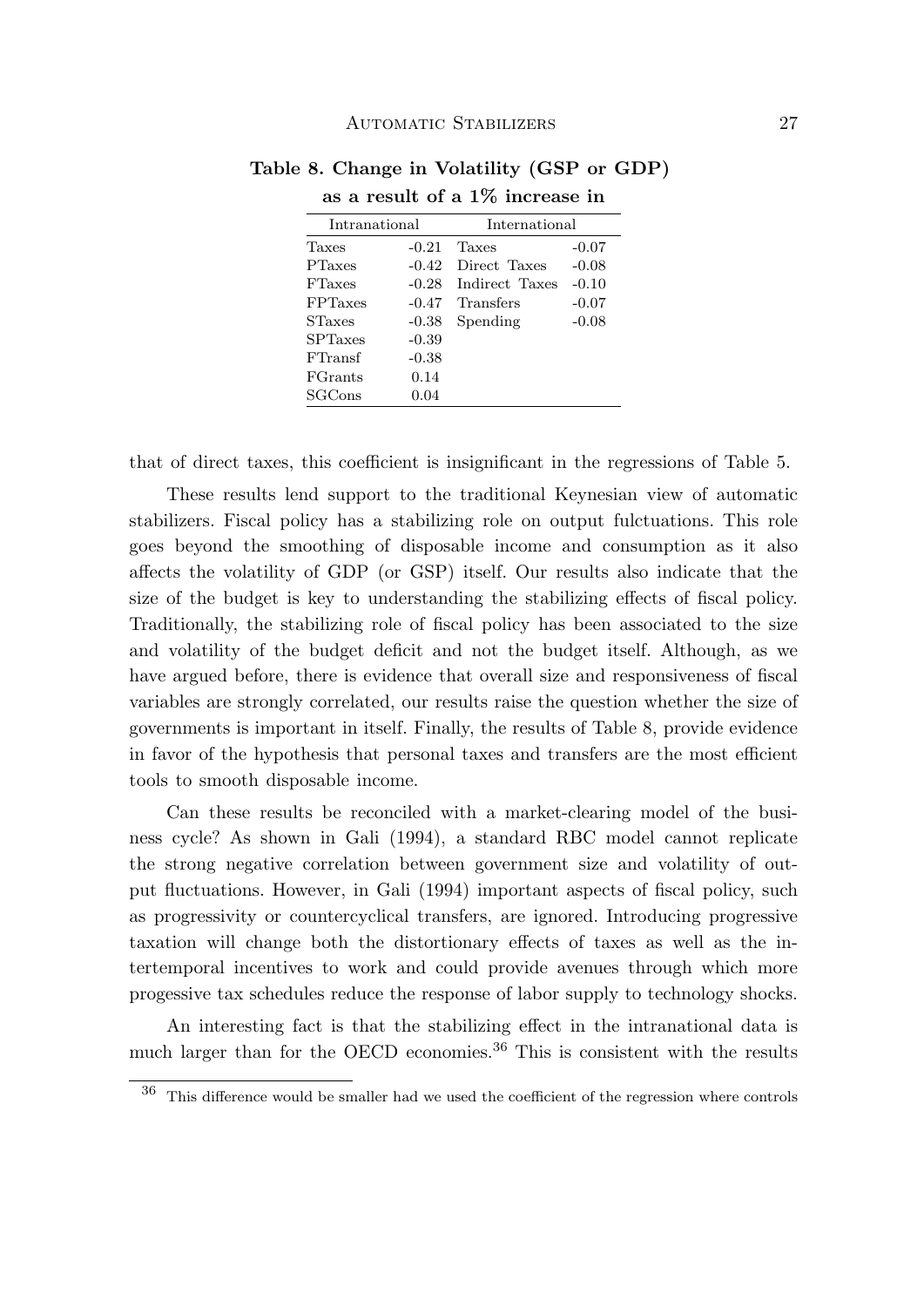**Table 8. Change in Volatility (GSP or GDP) as a result of a 1% increase in**

| Intranational | | International | |
|---|---|---|---|
| Taxes | -0.21 | Taxes | -0.07 |
| PTaxes | -0.42 | Direct Taxes | -0.08 |
| FTaxes | -0.28 | Indirect Taxes | -0.10 |
| FPTaxes | -0.47 | Transfers | -0.07 |
| STaxes | -0.38 | Spending | -0.08 |
| SPTaxes | -0.39 | | |
| FTransf | -0.38 | | |
| FGrants | 0.14 | | |
| SGCons | 0.04 | | |

that of direct taxes, this coefficient is insignificant in the regressions of Table 5.

These results lend support to the traditional Keynesian view of automatic stabilizers. Fiscal policy has a stabilizing role on output fulctuations. This role goes beyond the smoothing of disposable income and consumption as it also affects the volatility of GDP (or GSP) itself. Our results also indicate that the size of the budget is key to understanding the stabilizing effects of fiscal policy. Traditionally, the stabilizing role of fiscal policy has been associated to the size and volatility of the budget deficit and not the budget itself. Although, as we have argued before, there is evidence that overall size and responsiveness of fiscal variables are strongly correlated, our results raise the question whether the size of governments is important in itself. Finally, the results of Table 8, provide evidence in favor of the hypothesis that personal taxes and transfers are the most efficient tools to smooth disposable income.

Can these results be reconciled with a market-clearing model of the business cycle? As shown in Gali (1994), a standard RBC model cannot replicate the strong negative correlation between government size and volatility of output fluctuations. However, in Gali (1994) important aspects of fiscal policy, such as progressivity or countercyclical transfers, are ignored. Introducing progressive taxation will change both the distortionary effects of taxes as well as the intertemporal incentives to work and could provide avenues through which more progessive tax schedules reduce the response of labor supply to technology shocks.

An interesting fact is that the stabilizing effect in the intranational data is much larger than for the OECD economies.[36] This is consistent with the results

[36] This difference would be smaller had we used the coefficient of the regression where controls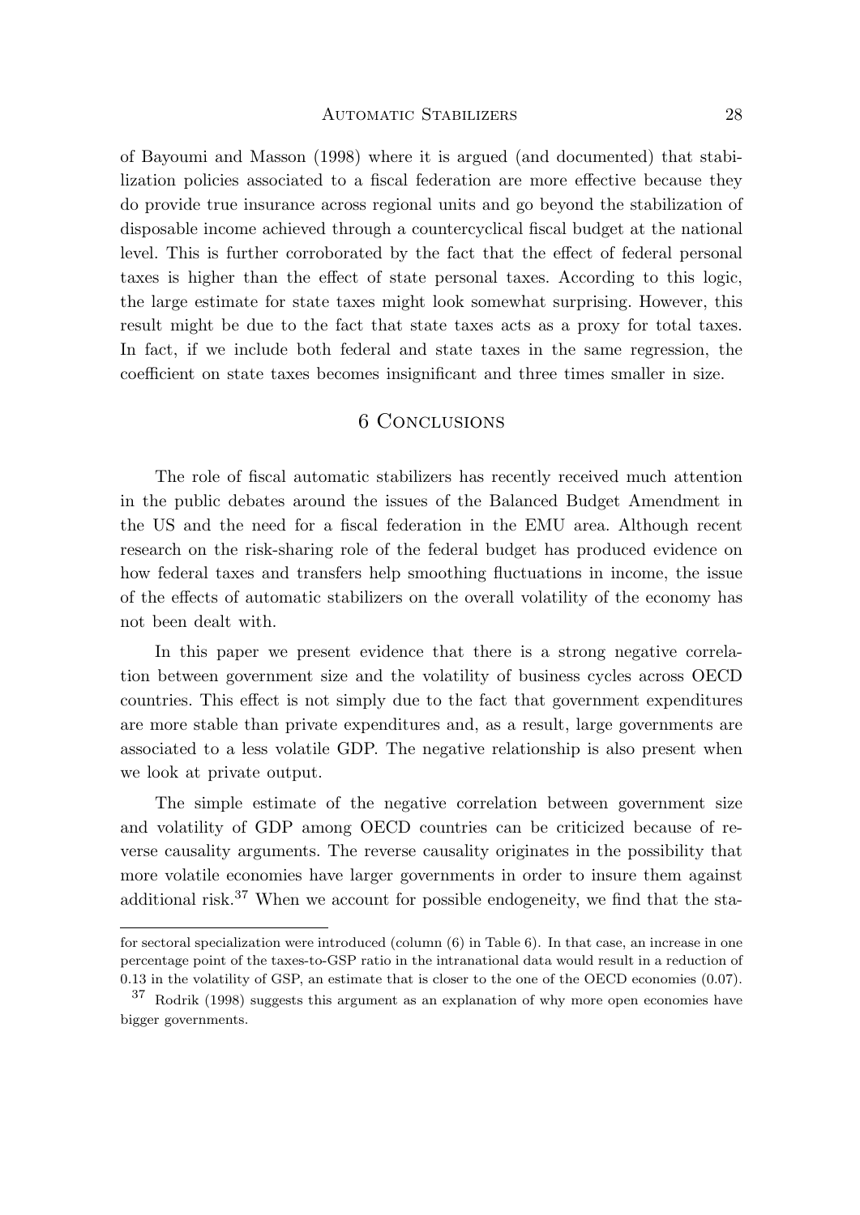of Bayoumi and Masson (1998) where it is argued (and documented) that stabilization policies associated to a fiscal federation are more effective because they do provide true insurance across regional units and go beyond the stabilization of disposable income achieved through a countercyclical fiscal budget at the national level. This is further corroborated by the fact that the effect of federal personal taxes is higher than the effect of state personal taxes. According to this logic, the large estimate for state taxes might look somewhat surprising. However, this result might be due to the fact that state taxes acts as a proxy for total taxes. In fact, if we include both federal and state taxes in the same regression, the coefficient on state taxes becomes insignificant and three times smaller in size.

## 6 Conclusions

The role of fiscal automatic stabilizers has recently received much attention in the public debates around the issues of the Balanced Budget Amendment in the US and the need for a fiscal federation in the EMU area. Although recent research on the risk-sharing role of the federal budget has produced evidence on how federal taxes and transfers help smoothing fluctuations in income, the issue of the effects of automatic stabilizers on the overall volatility of the economy has not been dealt with.

In this paper we present evidence that there is a strong negative correlation between government size and the volatility of business cycles across OECD countries. This effect is not simply due to the fact that government expenditures are more stable than private expenditures and, as a result, large governments are associated to a less volatile GDP. The negative relationship is also present when we look at private output.

The simple estimate of the negative correlation between government size and volatility of GDP among OECD countries can be criticized because of reverse causality arguments. The reverse causality originates in the possibility that more volatile economies have larger governments in order to insure them against additional risk.[37] When we account for possible endogeneity, we find that the sta-

---

for sectoral specialization were introduced (column (6) in Table 6). In that case, an increase in one percentage point of the taxes-to-GSP ratio in the intranational data would result in a reduction of 0.13 in the volatility of GSP, an estimate that is closer to the one of the OECD economies (0.07).

[37] Rodrik (1998) suggests this argument as an explanation of why more open economies have bigger governments.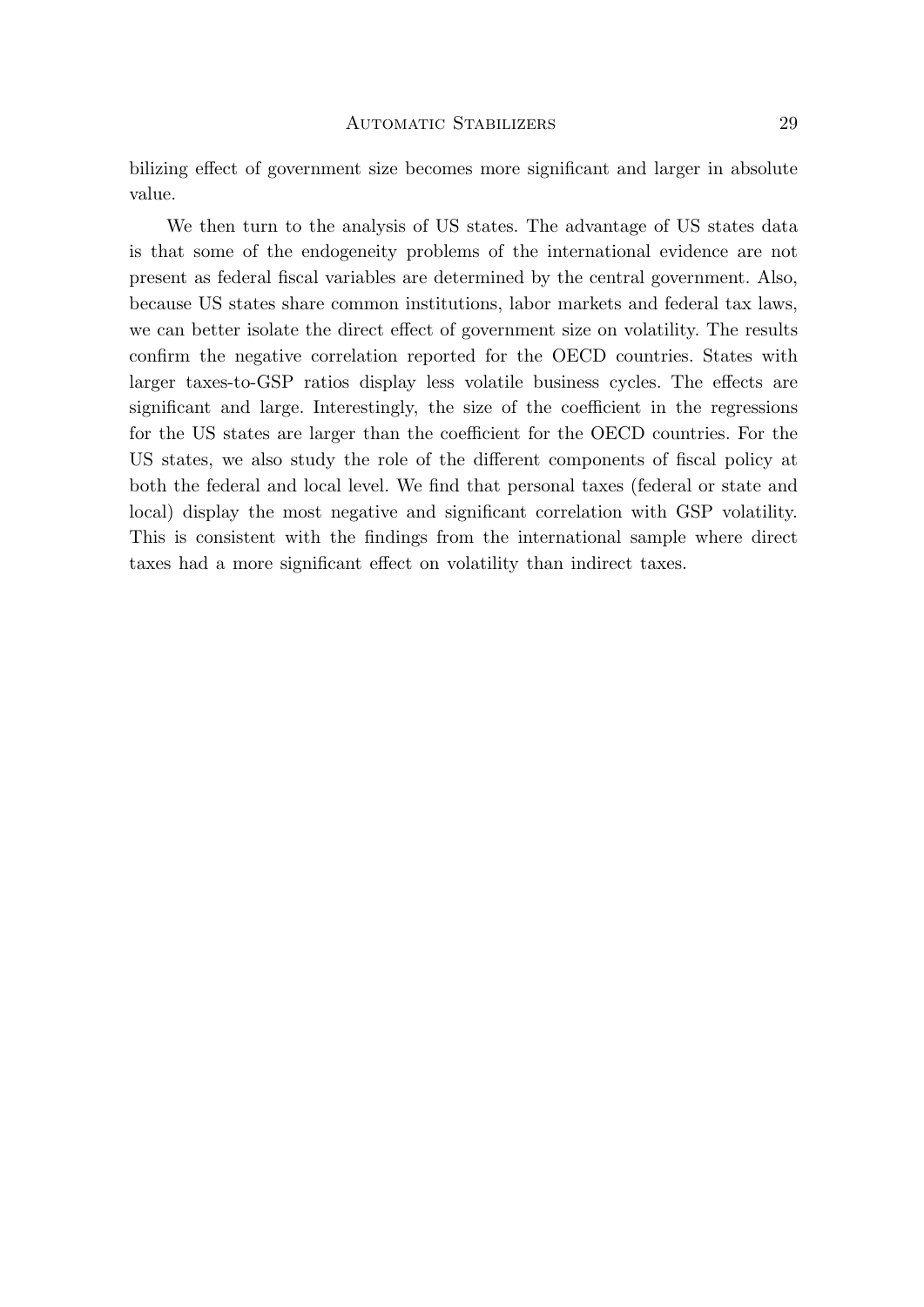bilizing effect of government size becomes more significant and larger in absolute value.

We then turn to the analysis of US states. The advantage of US states data is that some of the endogeneity problems of the international evidence are not present as federal fiscal variables are determined by the central government. Also, because US states share common institutions, labor markets and federal tax laws, we can better isolate the direct effect of government size on volatility. The results confirm the negative correlation reported for the OECD countries. States with larger taxes-to-GSP ratios display less volatile business cycles. The effects are significant and large. Interestingly, the size of the coefficient in the regressions for the US states are larger than the coefficient for the OECD countries. For the US states, we also study the role of the different components of fiscal policy at both the federal and local level. We find that personal taxes (federal or state and local) display the most negative and significant correlation with GSP volatility. This is consistent with the findings from the international sample where direct taxes had a more significant effect on volatility than indirect taxes.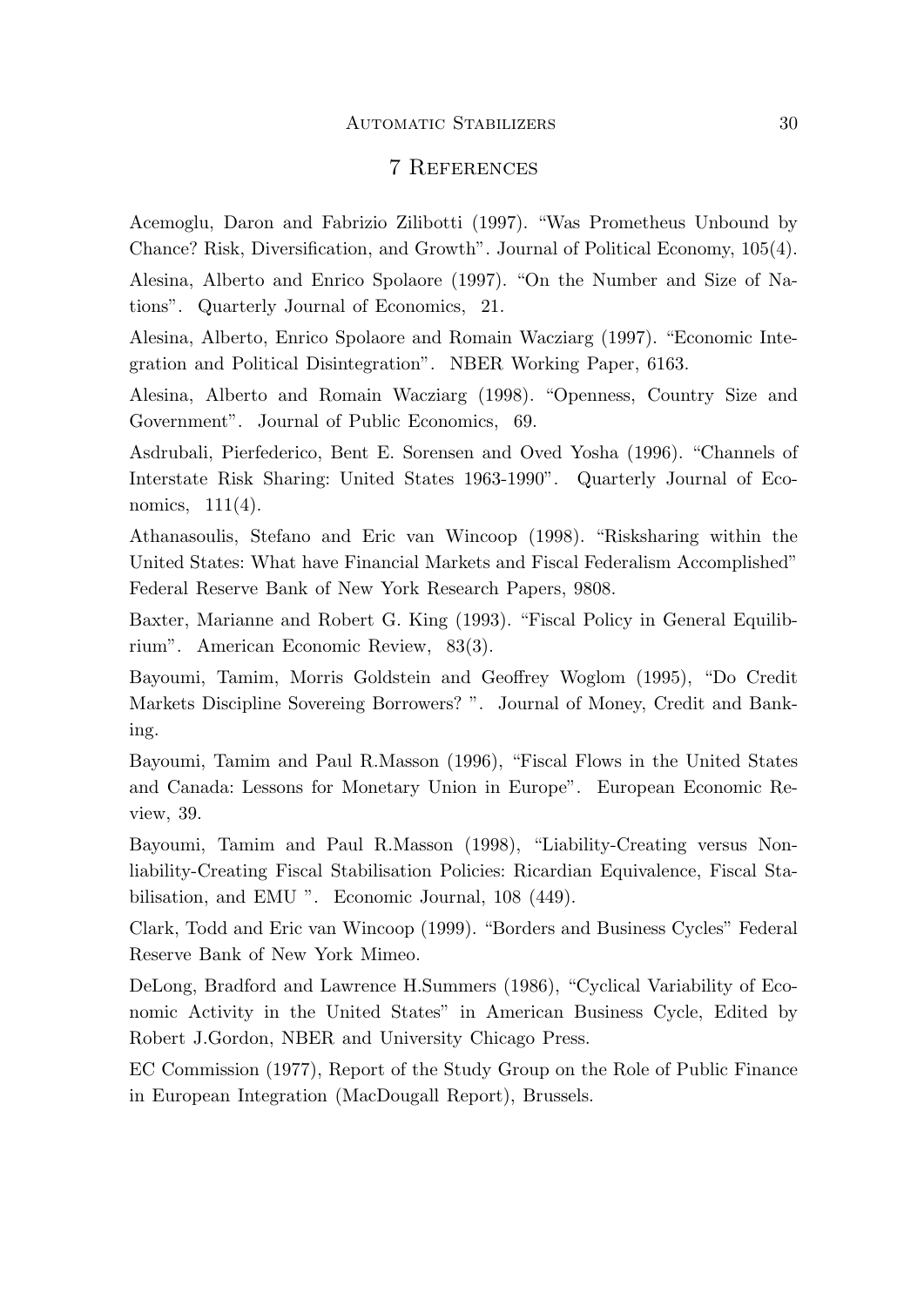# 7 References

Acemoglu, Daron and Fabrizio Zilibotti (1997). "Was Prometheus Unbound by Chance? Risk, Diversification, and Growth". Journal of Political Economy, 105(4).

Alesina, Alberto and Enrico Spolaore (1997). "On the Number and Size of Nations". Quarterly Journal of Economics, 21.

Alesina, Alberto, Enrico Spolaore and Romain Wacziarg (1997). "Economic Integration and Political Disintegration". NBER Working Paper, 6163.

Alesina, Alberto and Romain Wacziarg (1998). "Openness, Country Size and Government". Journal of Public Economics, 69.

Asdrubali, Pierfederico, Bent E. Sorensen and Oved Yosha (1996). "Channels of Interstate Risk Sharing: United States 1963-1990". Quarterly Journal of Economics, 111(4).

Athanasoulis, Stefano and Eric van Wincoop (1998). "Risksharing within the United States: What have Financial Markets and Fiscal Federalism Accomplished" Federal Reserve Bank of New York Research Papers, 9808.

Baxter, Marianne and Robert G. King (1993). "Fiscal Policy in General Equilibrium". American Economic Review, 83(3).

Bayoumi, Tamim, Morris Goldstein and Geoffrey Woglom (1995), "Do Credit Markets Discipline Sovereing Borrowers? ". Journal of Money, Credit and Banking.

Bayoumi, Tamim and Paul R.Masson (1996), "Fiscal Flows in the United States and Canada: Lessons for Monetary Union in Europe". European Economic Review, 39.

Bayoumi, Tamim and Paul R.Masson (1998), "Liability-Creating versus Nonliability-Creating Fiscal Stabilisation Policies: Ricardian Equivalence, Fiscal Stabilisation, and EMU ". Economic Journal, 108 (449).

Clark, Todd and Eric van Wincoop (1999). "Borders and Business Cycles" Federal Reserve Bank of New York Mimeo.

DeLong, Bradford and Lawrence H.Summers (1986), "Cyclical Variability of Economic Activity in the United States" in American Business Cycle, Edited by Robert J.Gordon, NBER and University Chicago Press.

EC Commission (1977), Report of the Study Group on the Role of Public Finance in European Integration (MacDougall Report), Brussels.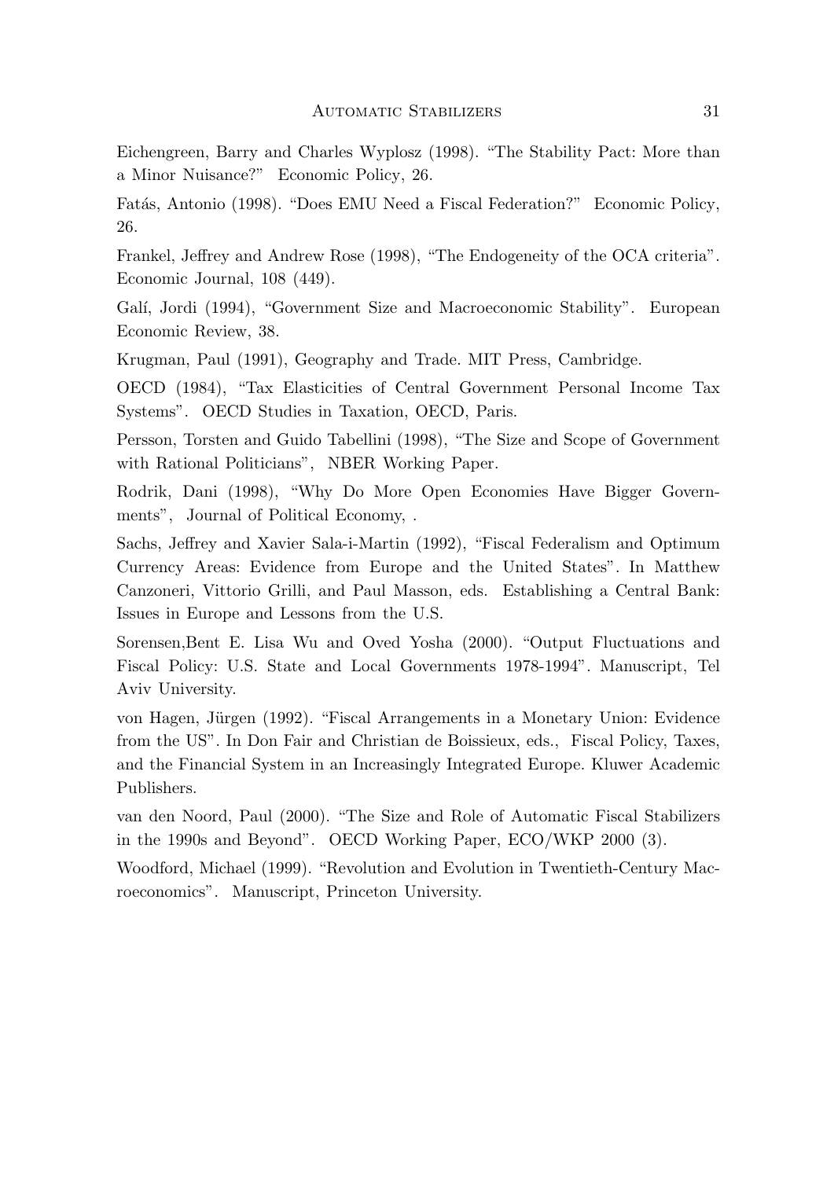Eichengreen, Barry and Charles Wyplosz (1998). "The Stability Pact: More than a Minor Nuisance?" Economic Policy, 26.

Fatás, Antonio (1998). "Does EMU Need a Fiscal Federation?" Economic Policy, 26.

Frankel, Jeffrey and Andrew Rose (1998), "The Endogeneity of the OCA criteria". Economic Journal, 108 (449).

Galí, Jordi (1994), "Government Size and Macroeconomic Stability". European Economic Review, 38.

Krugman, Paul (1991), Geography and Trade. MIT Press, Cambridge.

OECD (1984), "Tax Elasticities of Central Government Personal Income Tax Systems". OECD Studies in Taxation, OECD, Paris.

Persson, Torsten and Guido Tabellini (1998), "The Size and Scope of Government with Rational Politicians", NBER Working Paper.

Rodrik, Dani (1998), "Why Do More Open Economies Have Bigger Governments", Journal of Political Economy, .

Sachs, Jeffrey and Xavier Sala-i-Martin (1992), "Fiscal Federalism and Optimum Currency Areas: Evidence from Europe and the United States". In Matthew Canzoneri, Vittorio Grilli, and Paul Masson, eds. Establishing a Central Bank: Issues in Europe and Lessons from the U.S.

Sorensen,Bent E. Lisa Wu and Oved Yosha (2000). "Output Fluctuations and Fiscal Policy: U.S. State and Local Governments 1978-1994". Manuscript, Tel Aviv University.

von Hagen, Jürgen (1992). "Fiscal Arrangements in a Monetary Union: Evidence from the US". In Don Fair and Christian de Boissieux, eds., Fiscal Policy, Taxes, and the Financial System in an Increasingly Integrated Europe. Kluwer Academic Publishers.

van den Noord, Paul (2000). "The Size and Role of Automatic Fiscal Stabilizers in the 1990s and Beyond". OECD Working Paper, ECO/WKP 2000 (3).

Woodford, Michael (1999). "Revolution and Evolution in Twentieth-Century Macroeconomics". Manuscript, Princeton University.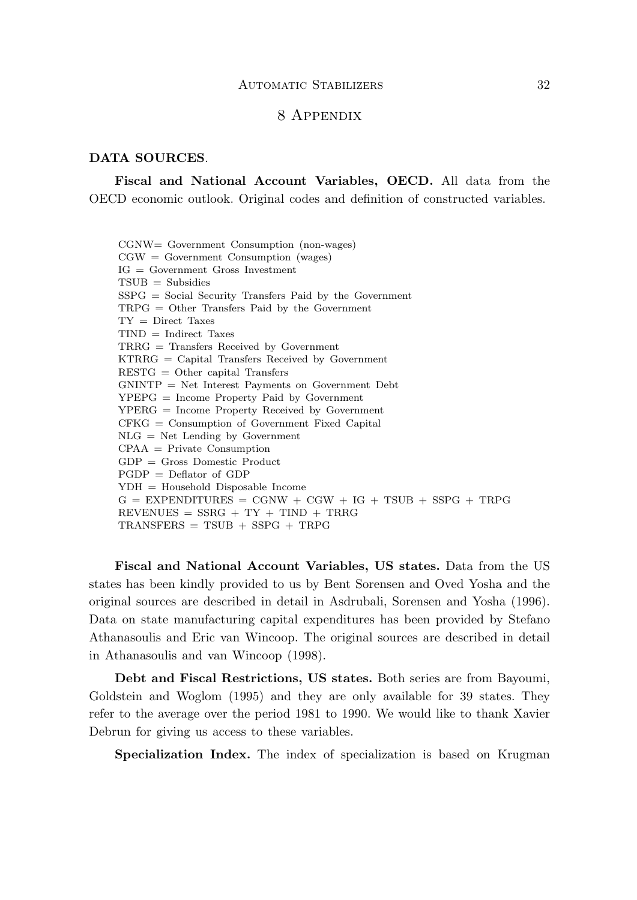# 8 Appendix

**DATA SOURCES**.

**Fiscal and National Account Variables, OECD.** All data from the OECD economic outlook. Original codes and definition of constructed variables.

CGNW= Government Consumption (non-wages)
CGW = Government Consumption (wages)
IG = Government Gross Investment
TSUB = Subsidies
SSPG = Social Security Transfers Paid by the Government
TRPG = Other Transfers Paid by the Government
TY = Direct Taxes
TIND = Indirect Taxes
TRRG = Transfers Received by Government
KTRRG = Capital Transfers Received by Government
RESTG = Other capital Transfers
GNINTP = Net Interest Payments on Government Debt
YPEPG = Income Property Paid by Government
YPERG = Income Property Received by Government
CFKG = Consumption of Government Fixed Capital
NLG = Net Lending by Government
CPAA = Private Consumption
GDP = Gross Domestic Product
PGDP = Deflator of GDP
YDH = Household Disposable Income
G = EXPENDITURES = CGNW + CGW + IG + TSUB + SSPG + TRPG
REVENUES = SSRG + TY + TIND + TRRG
TRANSFERS = TSUB + SSPG + TRPG

**Fiscal and National Account Variables, US states.** Data from the US states has been kindly provided to us by Bent Sorensen and Oved Yosha and the original sources are described in detail in Asdrubali, Sorensen and Yosha (1996). Data on state manufacturing capital expenditures has been provided by Stefano Athanasoulis and Eric van Wincoop. The original sources are described in detail in Athanasoulis and van Wincoop (1998).

**Debt and Fiscal Restrictions, US states.** Both series are from Bayoumi, Goldstein and Woglom (1995) and they are only available for 39 states. They refer to the average over the period 1981 to 1990. We would like to thank Xavier Debrun for giving us access to these variables.

**Specialization Index.** The index of specialization is based on Krugman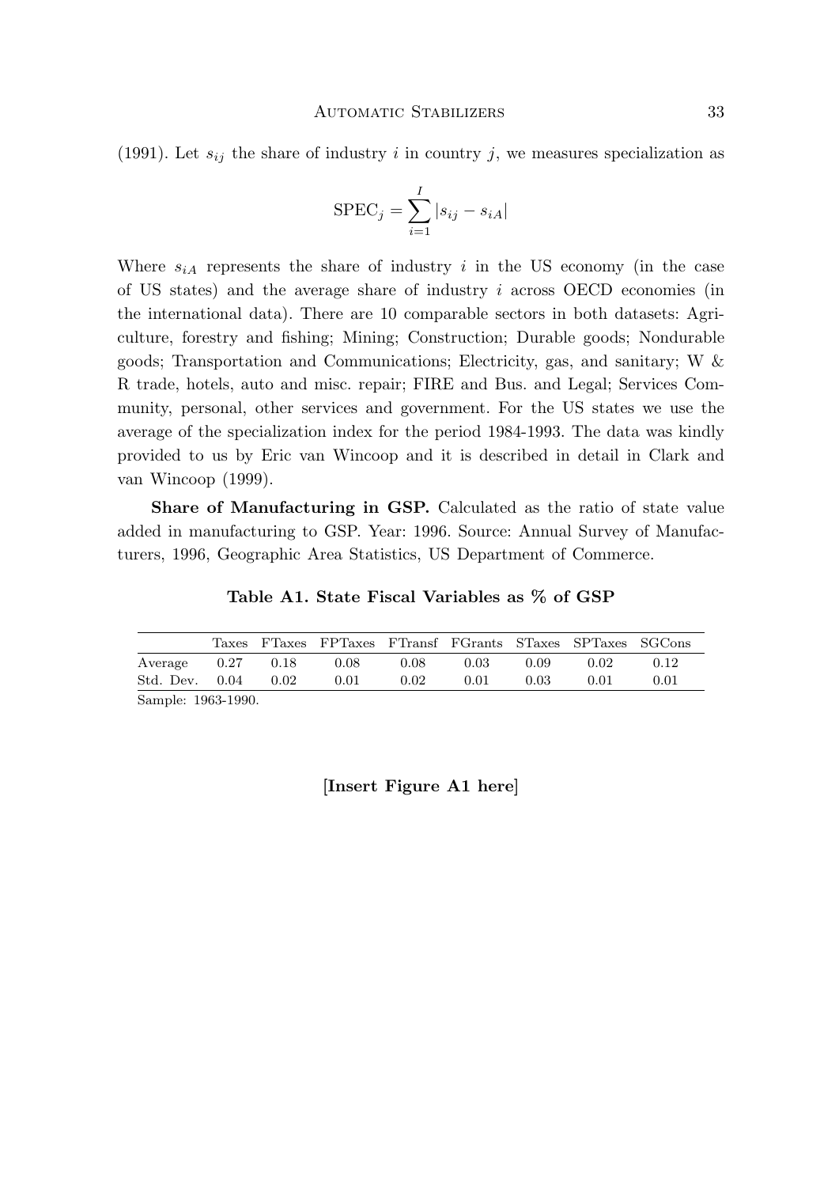(1991). Let $s_{ij}$ the share of industry $i$ in country $j$, we measures specialization as

$$\text{SPEC}_j = \sum_{i=1}^{I} |s_{ij} - s_{iA}|$$

Where $s_{iA}$ represents the share of industry $i$ in the US economy (in the case of US states) and the average share of industry $i$ across OECD economies (in the international data). There are 10 comparable sectors in both datasets: Agriculture, forestry and fishing; Mining; Construction; Durable goods; Nondurable goods; Transportation and Communications; Electricity, gas, and sanitary; W & R trade, hotels, auto and misc. repair; FIRE and Bus. and Legal; Services Community, personal, other services and government. For the US states we use the average of the specialization index for the period 1984-1993. The data was kindly provided to us by Eric van Wincoop and it is described in detail in Clark and van Wincoop (1999).

**Share of Manufacturing in GSP.** Calculated as the ratio of state value added in manufacturing to GSP. Year: 1996. Source: Annual Survey of Manufacturers, 1996, Geographic Area Statistics, US Department of Commerce.

**Table A1. State Fiscal Variables as % of GSP**

| | Taxes | FTaxes | FPTaxes | FTransf | FGrants | STaxes | SPTaxes | SGCons |
|---|---|---|---|---|---|---|---|---|
| Average | 0.27 | 0.18 | 0.08 | 0.08 | 0.03 | 0.09 | 0.02 | 0.12 |
| Std. Dev. | 0.04 | 0.02 | 0.01 | 0.02 | 0.01 | 0.03 | 0.01 | 0.01 |

Sample: 1963-1990.

**[Insert Figure A1 here]**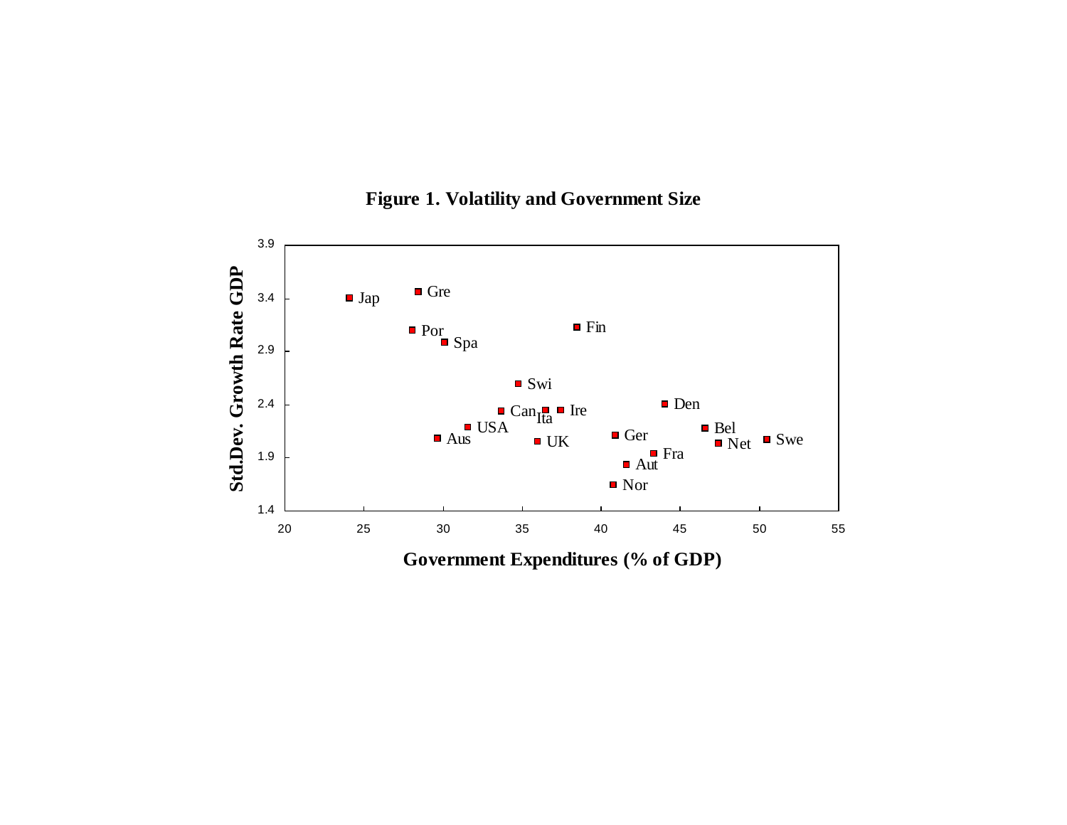**Figure 1. Volatility and Government Size**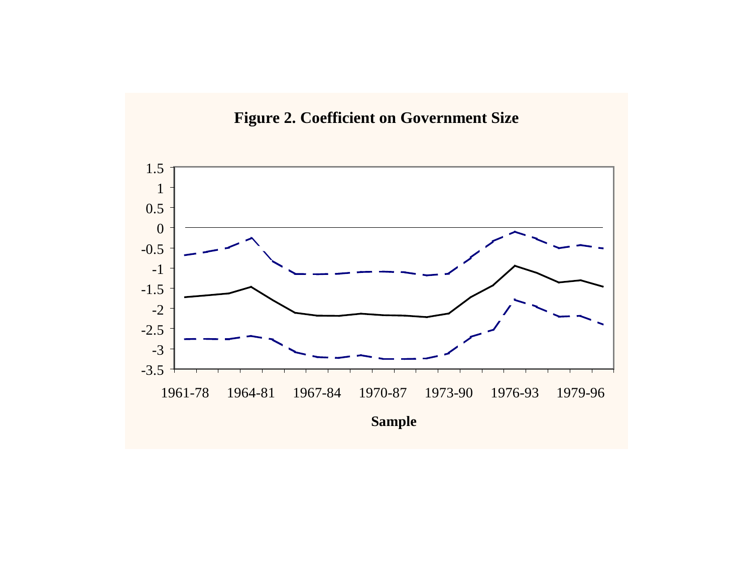**Figure 2. Coefficient on Government Size**

1.5
1
0.5
0
-0.5
-1
-1.5
-2
-2.5
-3
-3.5

1961-78 1964-81 1967-84 1970-87 1973-90 1976-93 1979-96

**Sample**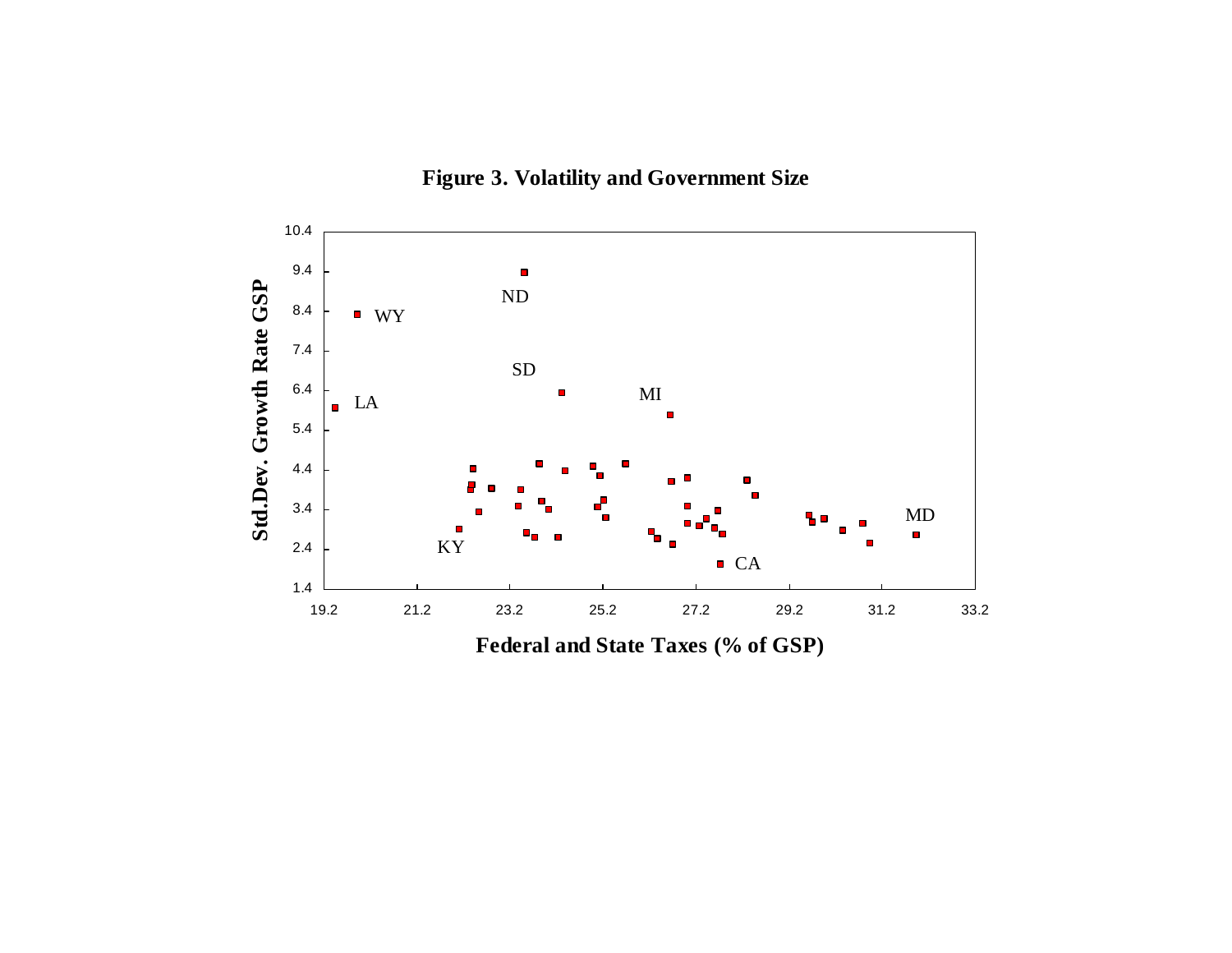**Figure 3. Volatility and Government Size**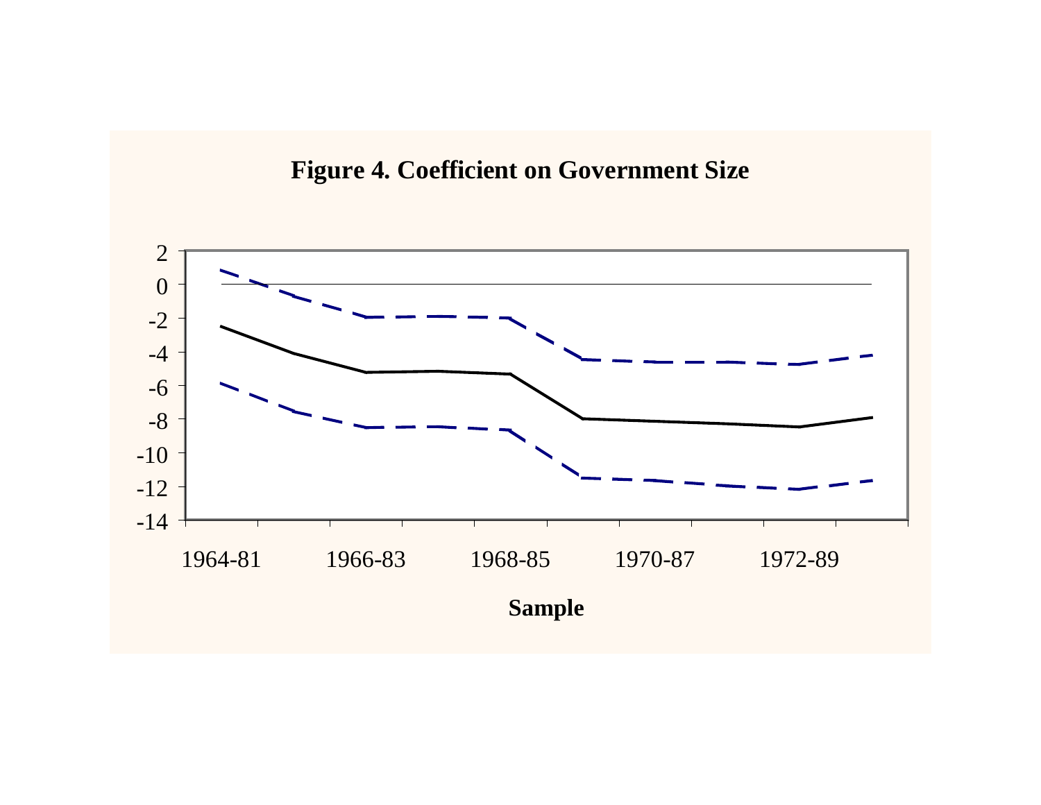**Figure 4. Coefficient on Government Size**

Sample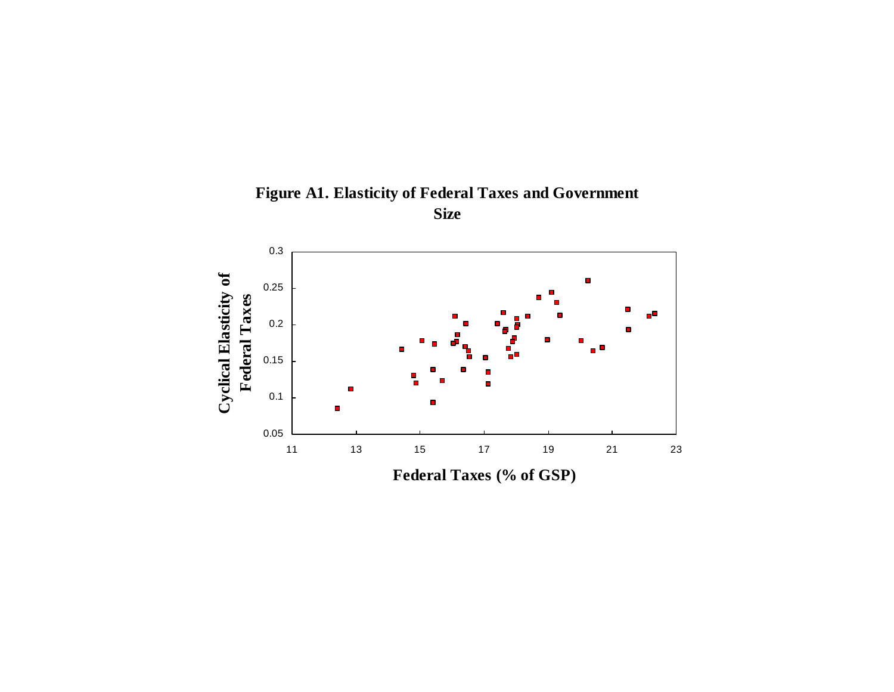**Figure A1. Elasticity of Federal Taxes and Government Size**

Cyclical Elasticity of Federal Taxes

0.3
0.25
0.2
0.15
0.1
0.05

11
13
15
17
19
21
23

Federal Taxes (% of GSP)